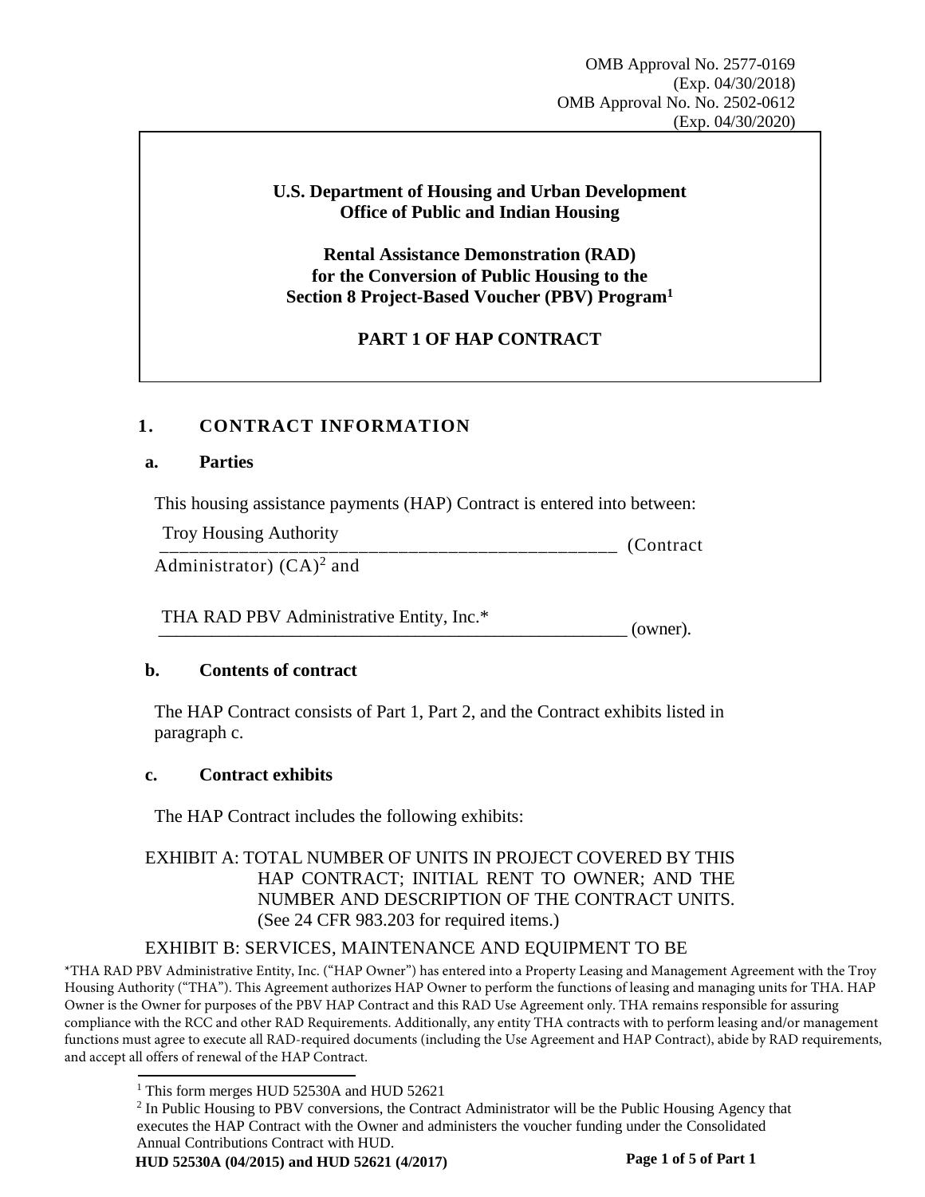OMB Approval No. 2577-0169
(Exp. 04/30/2018)
OMB Approval No. No. 2502-0612
(Exp. 04/30/2020)

**U.S. Department of Housing and Urban Development**
**Office of Public and Indian Housing**

**Rental Assistance Demonstration (RAD)**
**for the Conversion of Public Housing to the**
**Section 8 Project-Based Voucher (PBV) Program[1]**

**PART 1 OF HAP CONTRACT**

## 1. CONTRACT INFORMATION

### a. Parties

This housing assistance payments (HAP) Contract is entered into between:

Troy Housing Authority (Contract Administrator) (CA)[2] and

THA RAD PBV Administrative Entity, Inc.* (owner).

### b. Contents of contract

The HAP Contract consists of Part 1, Part 2, and the Contract exhibits listed in paragraph c.

### c. Contract exhibits

The HAP Contract includes the following exhibits:

EXHIBIT A: TOTAL NUMBER OF UNITS IN PROJECT COVERED BY THIS HAP CONTRACT; INITIAL RENT TO OWNER; AND THE NUMBER AND DESCRIPTION OF THE CONTRACT UNITS. (See 24 CFR 983.203 for required items.)

EXHIBIT B: SERVICES, MAINTENANCE AND EQUIPMENT TO BE

*THA RAD PBV Administrative Entity, Inc. ("HAP Owner") has entered into a Property Leasing and Management Agreement with the Troy Housing Authority ("THA"). This Agreement authorizes HAP Owner to perform the functions of leasing and managing units for THA. HAP Owner is the Owner for purposes of the PBV HAP Contract and this RAD Use Agreement only. THA remains responsible for assuring compliance with the RCC and other RAD Requirements. Additionally, any entity THA contracts with to perform leasing and/or management functions must agree to execute all RAD-required documents (including the Use Agreement and HAP Contract), abide by RAD requirements, and accept all offers of renewal of the HAP Contract.

[1] This form merges HUD 52530A and HUD 52621

[2] In Public Housing to PBV conversions, the Contract Administrator will be the Public Housing Agency that executes the HAP Contract with the Owner and administers the voucher funding under the Consolidated Annual Contributions Contract with HUD.

**HUD 52530A (04/2015) and HUD 52621 (4/2017)**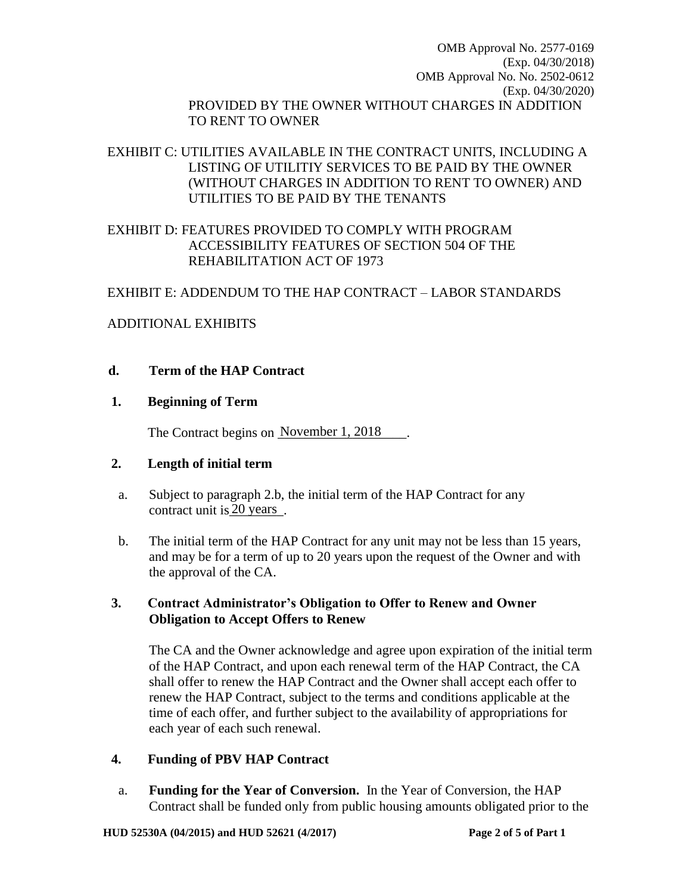PROVIDED BY THE OWNER WITHOUT CHARGES IN ADDITION TO RENT TO OWNER

EXHIBIT C: UTILITIES AVAILABLE IN THE CONTRACT UNITS, INCLUDING A LISTING OF UTILITIY SERVICES TO BE PAID BY THE OWNER (WITHOUT CHARGES IN ADDITION TO RENT TO OWNER) AND UTILITIES TO BE PAID BY THE TENANTS

EXHIBIT D: FEATURES PROVIDED TO COMPLY WITH PROGRAM ACCESSIBILITY FEATURES OF SECTION 504 OF THE REHABILITATION ACT OF 1973

EXHIBIT E: ADDENDUM TO THE HAP CONTRACT – LABOR STANDARDS

ADDITIONAL EXHIBITS

**d. Term of the HAP Contract**

**1. Beginning of Term**

The Contract begins on November 1, 2018.

**2. Length of initial term**

a. Subject to paragraph 2.b, the initial term of the HAP Contract for any contract unit is 20 years.

b. The initial term of the HAP Contract for any unit may not be less than 15 years, and may be for a term of up to 20 years upon the request of the Owner and with the approval of the CA.

**3. Contract Administrator's Obligation to Offer to Renew and Owner Obligation to Accept Offers to Renew**

The CA and the Owner acknowledge and agree upon expiration of the initial term of the HAP Contract, and upon each renewal term of the HAP Contract, the CA shall offer to renew the HAP Contract and the Owner shall accept each offer to renew the HAP Contract, subject to the terms and conditions applicable at the time of each offer, and further subject to the availability of appropriations for each year of each such renewal.

**4. Funding of PBV HAP Contract**

a. **Funding for the Year of Conversion.** In the Year of Conversion, the HAP Contract shall be funded only from public housing amounts obligated prior to the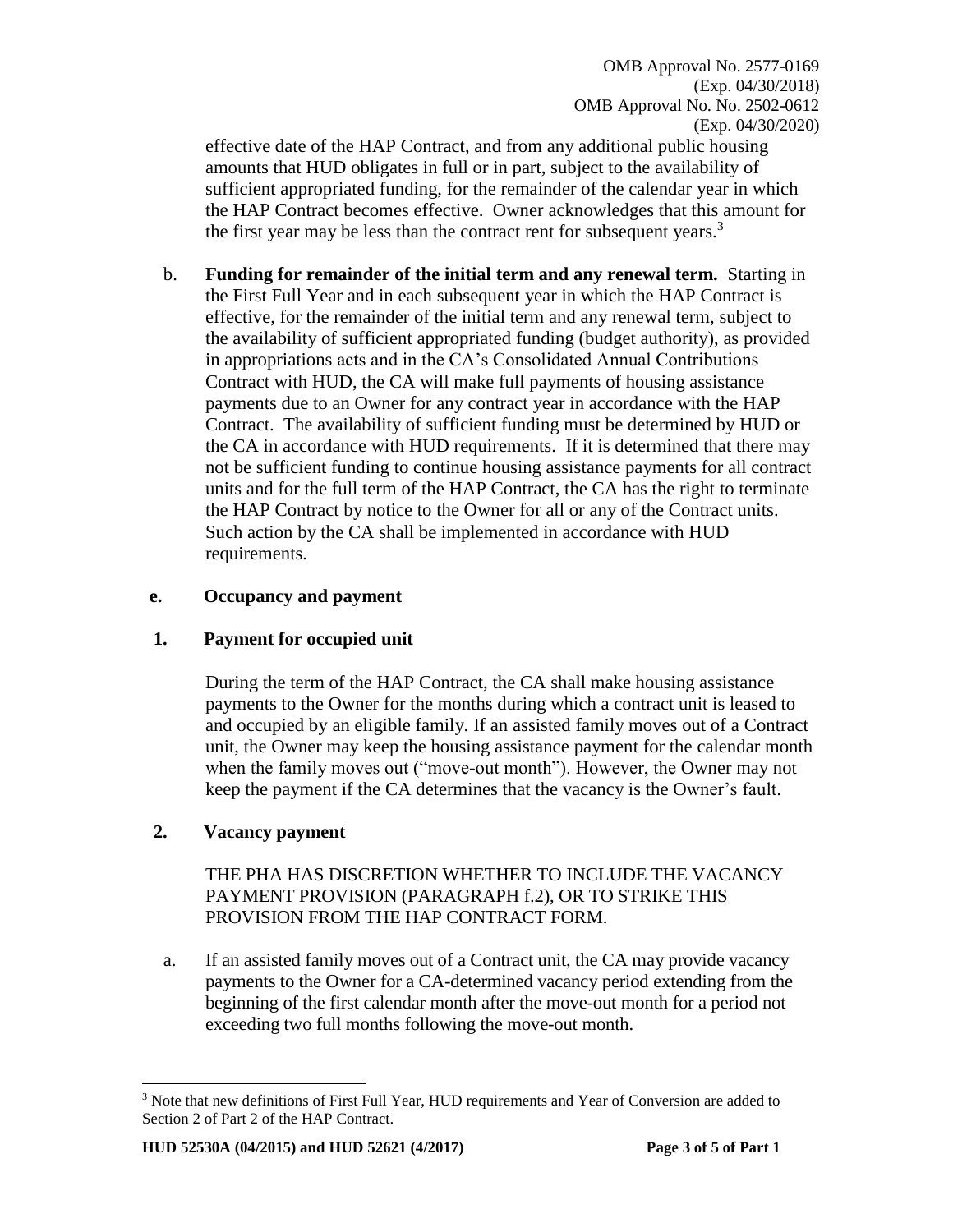effective date of the HAP Contract, and from any additional public housing amounts that HUD obligates in full or in part, subject to the availability of sufficient appropriated funding, for the remainder of the calendar year in which the HAP Contract becomes effective. Owner acknowledges that this amount for the first year may be less than the contract rent for subsequent years.[3]

b. **Funding for remainder of the initial term and any renewal term.** Starting in the First Full Year and in each subsequent year in which the HAP Contract is effective, for the remainder of the initial term and any renewal term, subject to the availability of sufficient appropriated funding (budget authority), as provided in appropriations acts and in the CA's Consolidated Annual Contributions Contract with HUD, the CA will make full payments of housing assistance payments due to an Owner for any contract year in accordance with the HAP Contract. The availability of sufficient funding must be determined by HUD or the CA in accordance with HUD requirements. If it is determined that there may not be sufficient funding to continue housing assistance payments for all contract units and for the full term of the HAP Contract, the CA has the right to terminate the HAP Contract by notice to the Owner for all or any of the Contract units. Such action by the CA shall be implemented in accordance with HUD requirements.

## e. Occupancy and payment

### 1. Payment for occupied unit

During the term of the HAP Contract, the CA shall make housing assistance payments to the Owner for the months during which a contract unit is leased to and occupied by an eligible family. If an assisted family moves out of a Contract unit, the Owner may keep the housing assistance payment for the calendar month when the family moves out ("move-out month"). However, the Owner may not keep the payment if the CA determines that the vacancy is the Owner's fault.

### 2. Vacancy payment

THE PHA HAS DISCRETION WHETHER TO INCLUDE THE VACANCY PAYMENT PROVISION (PARAGRAPH f.2), OR TO STRIKE THIS PROVISION FROM THE HAP CONTRACT FORM.

a. If an assisted family moves out of a Contract unit, the CA may provide vacancy payments to the Owner for a CA-determined vacancy period extending from the beginning of the first calendar month after the move-out month for a period not exceeding two full months following the move-out month.

---

[3] Note that new definitions of First Full Year, HUD requirements and Year of Conversion are added to Section 2 of Part 2 of the HAP Contract.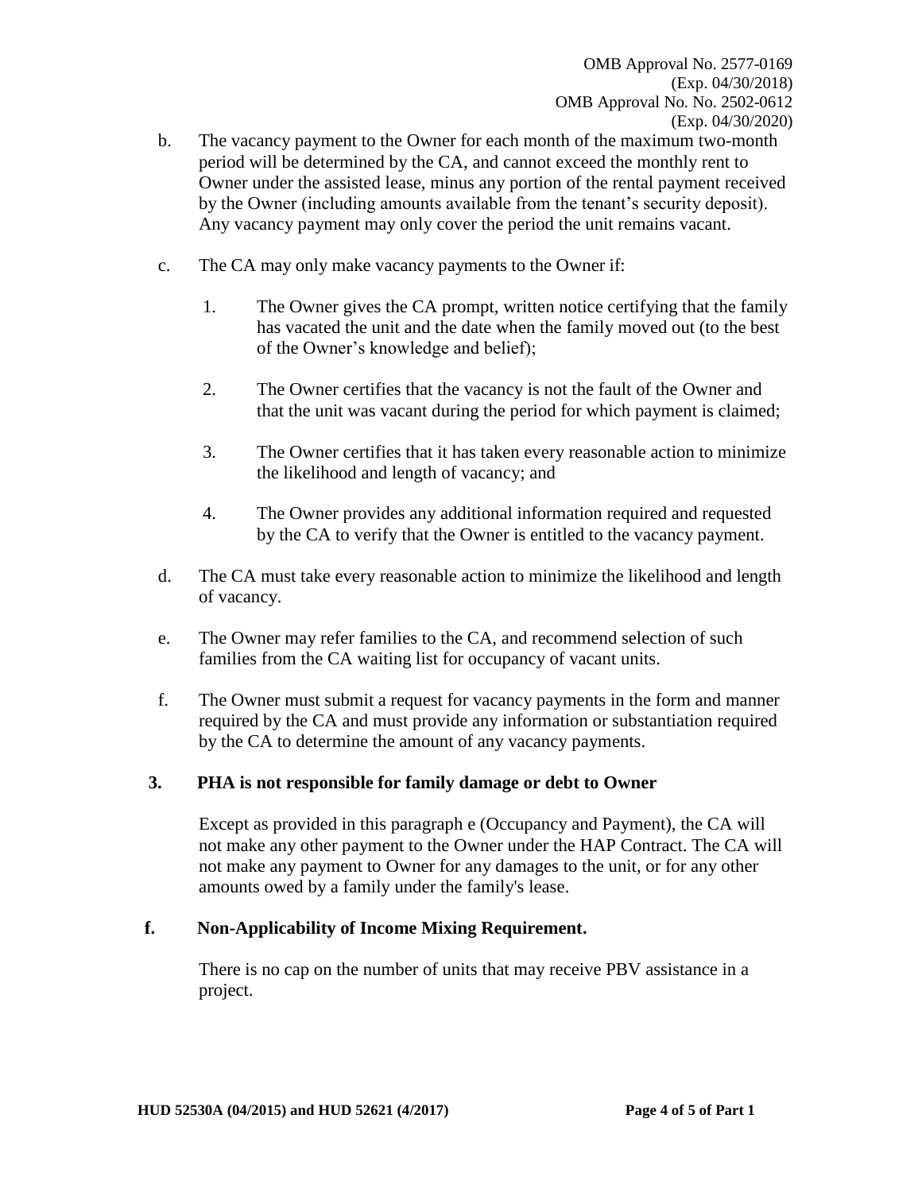b. The vacancy payment to the Owner for each month of the maximum two-month period will be determined by the CA, and cannot exceed the monthly rent to Owner under the assisted lease, minus any portion of the rental payment received by the Owner (including amounts available from the tenant's security deposit). Any vacancy payment may only cover the period the unit remains vacant.

c. The CA may only make vacancy payments to the Owner if:

   1. The Owner gives the CA prompt, written notice certifying that the family has vacated the unit and the date when the family moved out (to the best of the Owner's knowledge and belief);

   2. The Owner certifies that the vacancy is not the fault of the Owner and that the unit was vacant during the period for which payment is claimed;

   3. The Owner certifies that it has taken every reasonable action to minimize the likelihood and length of vacancy; and

   4. The Owner provides any additional information required and requested by the CA to verify that the Owner is entitled to the vacancy payment.

d. The CA must take every reasonable action to minimize the likelihood and length of vacancy.

e. The Owner may refer families to the CA, and recommend selection of such families from the CA waiting list for occupancy of vacant units.

f. The Owner must submit a request for vacancy payments in the form and manner required by the CA and must provide any information or substantiation required by the CA to determine the amount of any vacancy payments.

**3. PHA is not responsible for family damage or debt to Owner**

Except as provided in this paragraph e (Occupancy and Payment), the CA will not make any other payment to the Owner under the HAP Contract. The CA will not make any payment to Owner for any damages to the unit, or for any other amounts owed by a family under the family's lease.

**f. Non-Applicability of Income Mixing Requirement.**

There is no cap on the number of units that may receive PBV assistance in a project.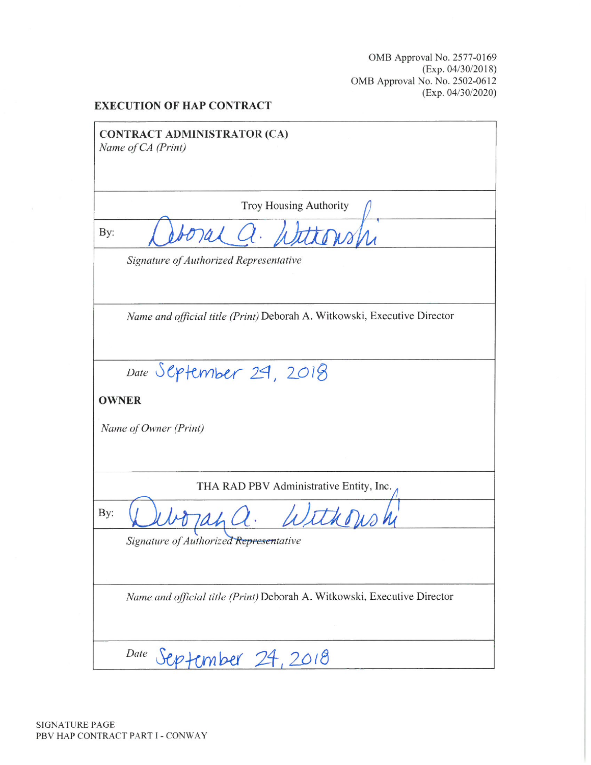OMB Approval No. 2577-0169
(Exp. 04/30/2018)
OMB Approval No. No. 2502-0612
(Exp. 04/30/2020)

**EXECUTION OF HAP CONTRACT**

**CONTRACT ADMINISTRATOR (CA)**
*Name of CA (Print)*

Troy Housing Authority

By: Deborah A. Witkowski

*Signature of Authorized Representative*

*Name and official title (Print)* Deborah A. Witkowski, Executive Director

*Date* September 24, 2018

**OWNER**

*Name of Owner (Print)*

THA RAD PBV Administrative Entity, Inc.

By: Deborah A. Witkowski

*Signature of Authorized Representative*

*Name and official title (Print)* Deborah A. Witkowski, Executive Director

*Date* September 24, 2018

SIGNATURE PAGE
PBV HAP CONTRACT PART I - CONWAY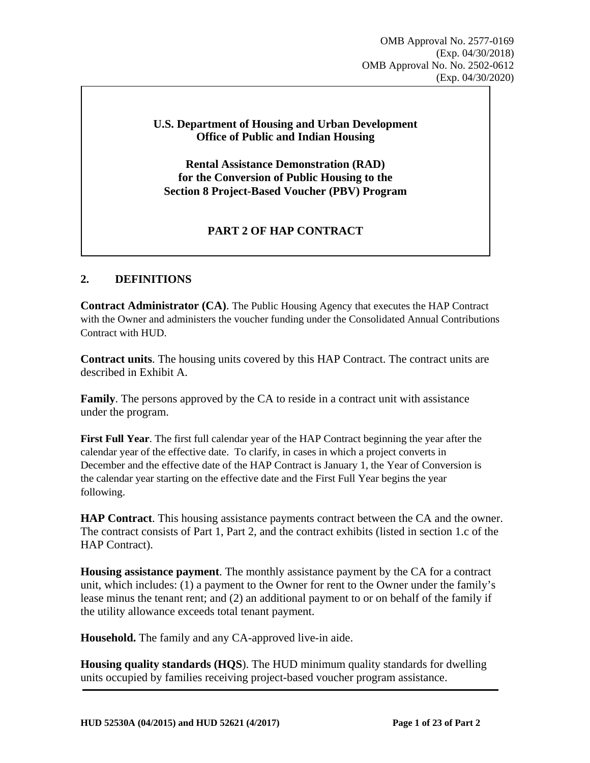OMB Approval No. 2577-0169
(Exp. 04/30/2018)
OMB Approval No. No. 2502-0612
(Exp. 04/30/2020)

**U.S. Department of Housing and Urban Development**
**Office of Public and Indian Housing**

**Rental Assistance Demonstration (RAD)**
**for the Conversion of Public Housing to the**
**Section 8 Project-Based Voucher (PBV) Program**

**PART 2 OF HAP CONTRACT**

## 2. DEFINITIONS

**Contract Administrator (CA)**. The Public Housing Agency that executes the HAP Contract with the Owner and administers the voucher funding under the Consolidated Annual Contributions Contract with HUD.

**Contract units**. The housing units covered by this HAP Contract. The contract units are described in Exhibit A.

**Family**. The persons approved by the CA to reside in a contract unit with assistance under the program.

**First Full Year**. The first full calendar year of the HAP Contract beginning the year after the calendar year of the effective date. To clarify, in cases in which a project converts in December and the effective date of the HAP Contract is January 1, the Year of Conversion is the calendar year starting on the effective date and the First Full Year begins the year following.

**HAP Contract**. This housing assistance payments contract between the CA and the owner. The contract consists of Part 1, Part 2, and the contract exhibits (listed in section 1.c of the HAP Contract).

**Housing assistance payment**. The monthly assistance payment by the CA for a contract unit, which includes: (1) a payment to the Owner for rent to the Owner under the family's lease minus the tenant rent; and (2) an additional payment to or on behalf of the family if the utility allowance exceeds total tenant payment.

**Household.** The family and any CA-approved live-in aide.

**Housing quality standards (HQS**). The HUD minimum quality standards for dwelling units occupied by families receiving project-based voucher program assistance.

HUD 52530A (04/2015) and HUD 52621 (4/2017)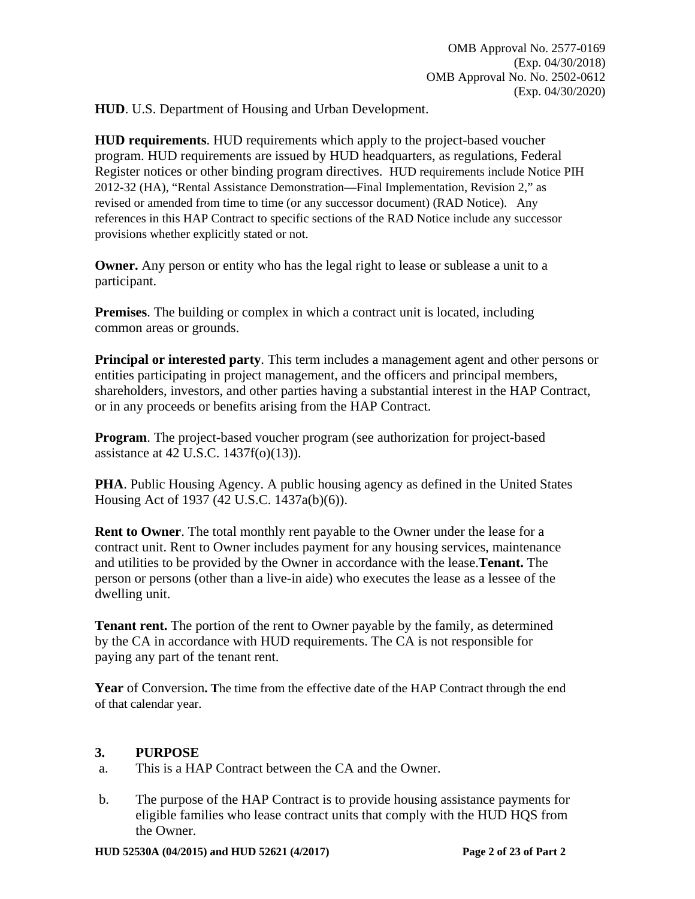OMB Approval No. 2577-0169
(Exp. 04/30/2018)
OMB Approval No. No. 2502-0612
(Exp. 04/30/2020)

**HUD**. U.S. Department of Housing and Urban Development.

**HUD requirements**. HUD requirements which apply to the project-based voucher program. HUD requirements are issued by HUD headquarters, as regulations, Federal Register notices or other binding program directives. HUD requirements include Notice PIH 2012-32 (HA), "Rental Assistance Demonstration—Final Implementation, Revision 2," as revised or amended from time to time (or any successor document) (RAD Notice). Any references in this HAP Contract to specific sections of the RAD Notice include any successor provisions whether explicitly stated or not.

**Owner.** Any person or entity who has the legal right to lease or sublease a unit to a participant.

**Premises**. The building or complex in which a contract unit is located, including common areas or grounds.

**Principal or interested party**. This term includes a management agent and other persons or entities participating in project management, and the officers and principal members, shareholders, investors, and other parties having a substantial interest in the HAP Contract, or in any proceeds or benefits arising from the HAP Contract.

**Program**. The project-based voucher program (see authorization for project-based assistance at 42 U.S.C. 1437f(o)(13)).

**PHA**. Public Housing Agency. A public housing agency as defined in the United States Housing Act of 1937 (42 U.S.C. 1437a(b)(6)).

**Rent to Owner**. The total monthly rent payable to the Owner under the lease for a contract unit. Rent to Owner includes payment for any housing services, maintenance and utilities to be provided by the Owner in accordance with the lease.**Tenant.** The person or persons (other than a live-in aide) who executes the lease as a lessee of the dwelling unit.

**Tenant rent.** The portion of the rent to Owner payable by the family, as determined by the CA in accordance with HUD requirements. The CA is not responsible for paying any part of the tenant rent.

**Year** of Conversion**. T**he time from the effective date of the HAP Contract through the end of that calendar year.

### 3. PURPOSE

a. This is a HAP Contract between the CA and the Owner.

b. The purpose of the HAP Contract is to provide housing assistance payments for eligible families who lease contract units that comply with the HUD HQS from the Owner.

**HUD 52530A (04/2015) and HUD 52621 (4/2017)**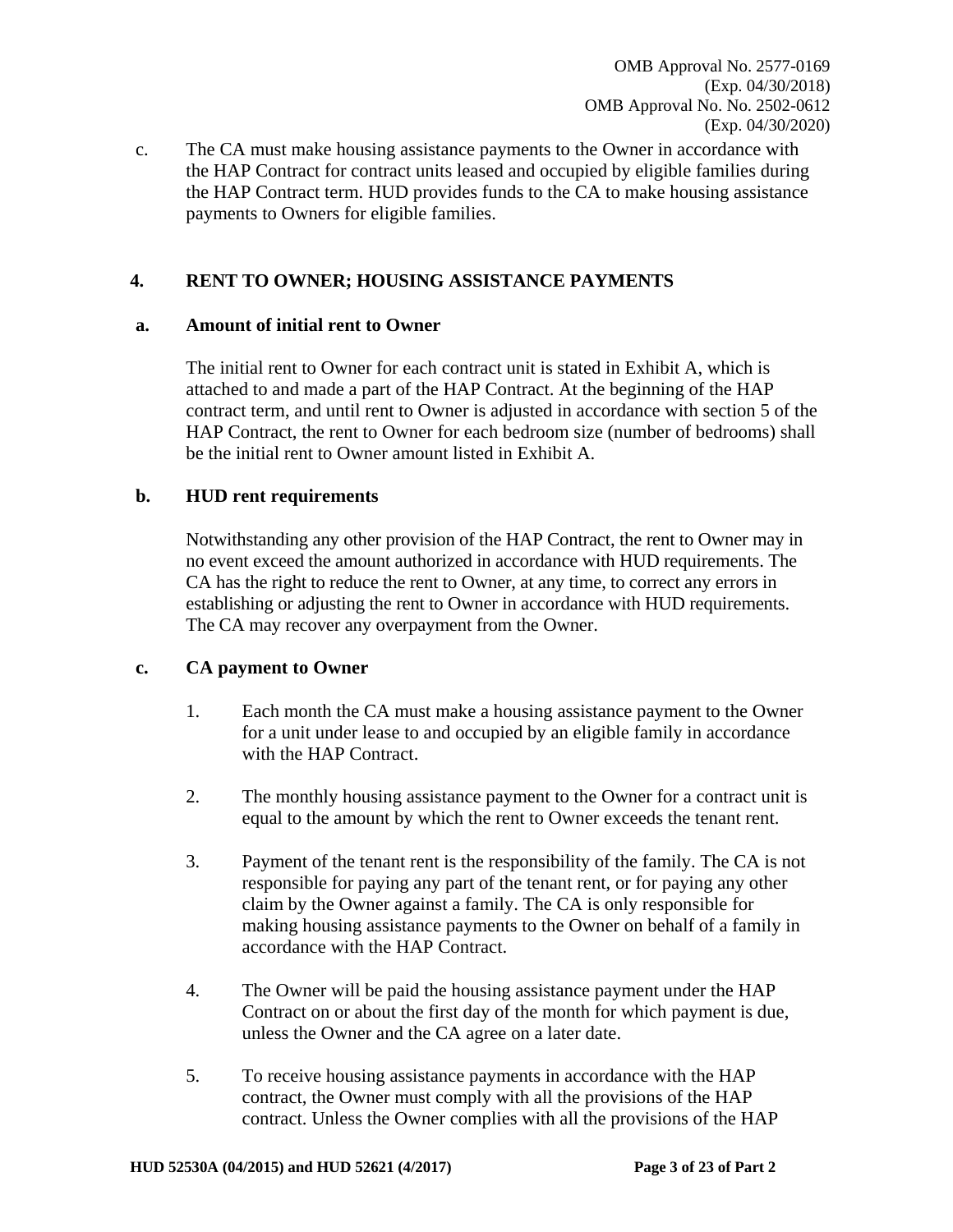c. The CA must make housing assistance payments to the Owner in accordance with the HAP Contract for contract units leased and occupied by eligible families during the HAP Contract term. HUD provides funds to the CA to make housing assistance payments to Owners for eligible families.

## 4. RENT TO OWNER; HOUSING ASSISTANCE PAYMENTS

### a. Amount of initial rent to Owner

The initial rent to Owner for each contract unit is stated in Exhibit A, which is attached to and made a part of the HAP Contract. At the beginning of the HAP contract term, and until rent to Owner is adjusted in accordance with section 5 of the HAP Contract, the rent to Owner for each bedroom size (number of bedrooms) shall be the initial rent to Owner amount listed in Exhibit A.

### b. HUD rent requirements

Notwithstanding any other provision of the HAP Contract, the rent to Owner may in no event exceed the amount authorized in accordance with HUD requirements. The CA has the right to reduce the rent to Owner, at any time, to correct any errors in establishing or adjusting the rent to Owner in accordance with HUD requirements. The CA may recover any overpayment from the Owner.

### c. CA payment to Owner

1. Each month the CA must make a housing assistance payment to the Owner for a unit under lease to and occupied by an eligible family in accordance with the HAP Contract.

2. The monthly housing assistance payment to the Owner for a contract unit is equal to the amount by which the rent to Owner exceeds the tenant rent.

3. Payment of the tenant rent is the responsibility of the family. The CA is not responsible for paying any part of the tenant rent, or for paying any other claim by the Owner against a family. The CA is only responsible for making housing assistance payments to the Owner on behalf of a family in accordance with the HAP Contract.

4. The Owner will be paid the housing assistance payment under the HAP Contract on or about the first day of the month for which payment is due, unless the Owner and the CA agree on a later date.

5. To receive housing assistance payments in accordance with the HAP contract, the Owner must comply with all the provisions of the HAP contract. Unless the Owner complies with all the provisions of the HAP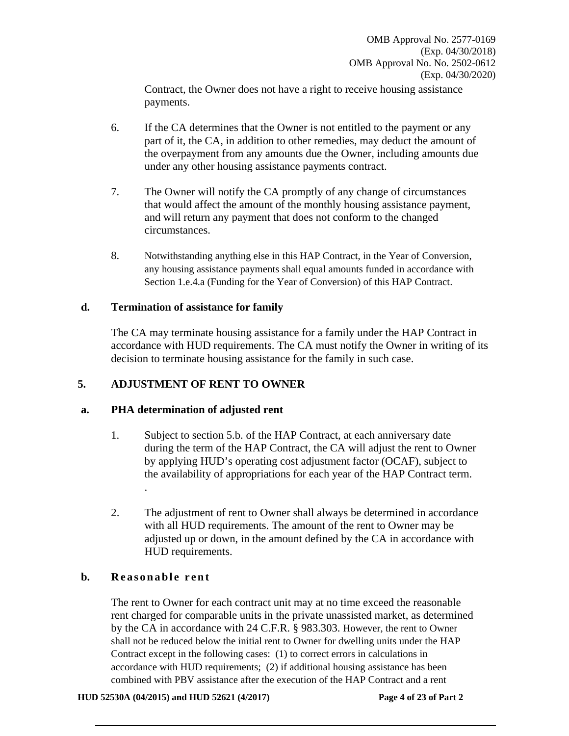Contract, the Owner does not have a right to receive housing assistance payments.

6. If the CA determines that the Owner is not entitled to the payment or any part of it, the CA, in addition to other remedies, may deduct the amount of the overpayment from any amounts due the Owner, including amounts due under any other housing assistance payments contract.

7. The Owner will notify the CA promptly of any change of circumstances that would affect the amount of the monthly housing assistance payment, and will return any payment that does not conform to the changed circumstances.

8. Notwithstanding anything else in this HAP Contract, in the Year of Conversion, any housing assistance payments shall equal amounts funded in accordance with Section 1.e.4.a (Funding for the Year of Conversion) of this HAP Contract.

**d. Termination of assistance for family**

The CA may terminate housing assistance for a family under the HAP Contract in accordance with HUD requirements. The CA must notify the Owner in writing of its decision to terminate housing assistance for the family in such case.

**5. ADJUSTMENT OF RENT TO OWNER**

**a. PHA determination of adjusted rent**

1. Subject to section 5.b. of the HAP Contract, at each anniversary date during the term of the HAP Contract, the CA will adjust the rent to Owner by applying HUD's operating cost adjustment factor (OCAF), subject to the availability of appropriations for each year of the HAP Contract term.
.

2. The adjustment of rent to Owner shall always be determined in accordance with all HUD requirements. The amount of the rent to Owner may be adjusted up or down, in the amount defined by the CA in accordance with HUD requirements.

**b. Reasonable rent**

The rent to Owner for each contract unit may at no time exceed the reasonable rent charged for comparable units in the private unassisted market, as determined by the CA in accordance with 24 C.F.R. § 983.303. However, the rent to Owner shall not be reduced below the initial rent to Owner for dwelling units under the HAP Contract except in the following cases: (1) to correct errors in calculations in accordance with HUD requirements; (2) if additional housing assistance has been combined with PBV assistance after the execution of the HAP Contract and a rent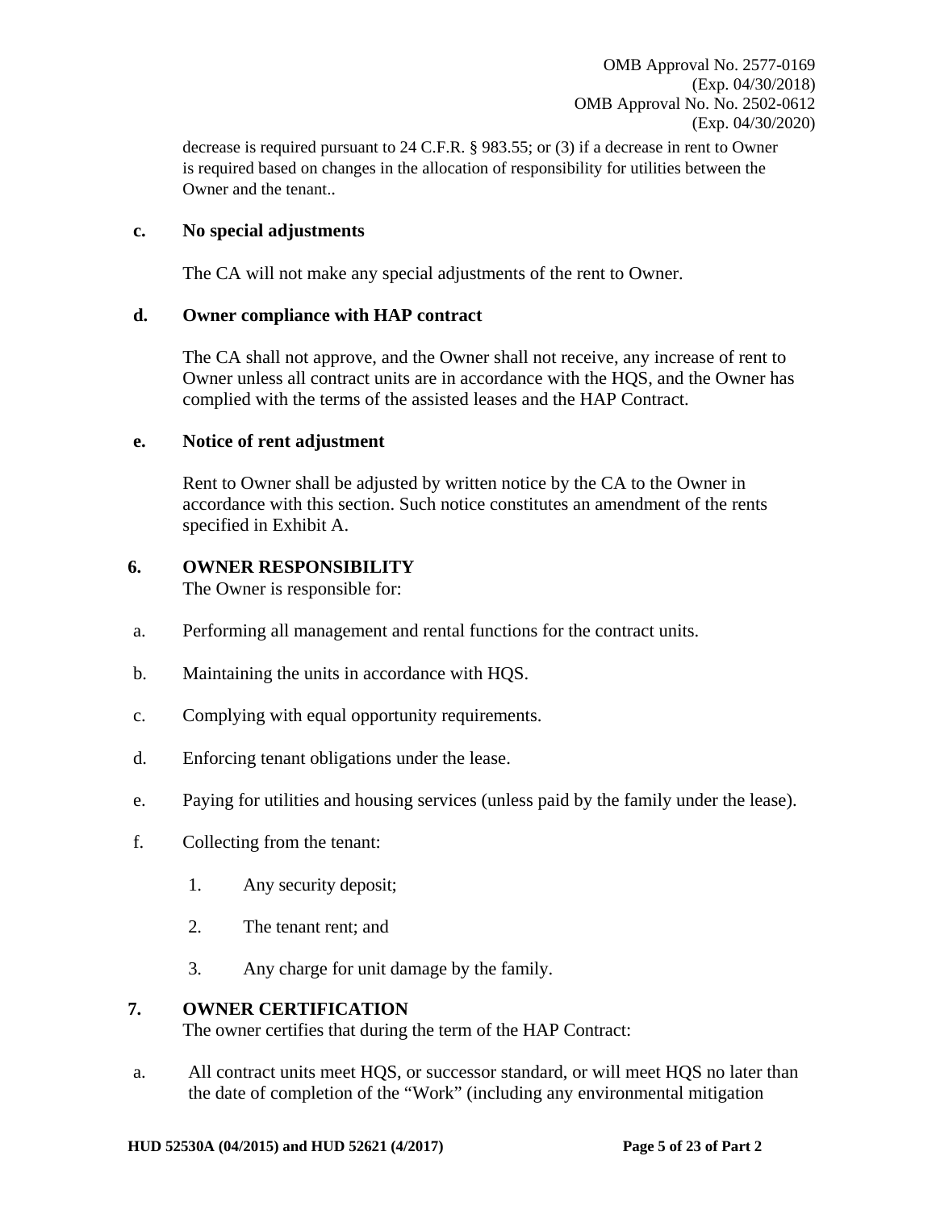decrease is required pursuant to 24 C.F.R. § 983.55; or (3) if a decrease in rent to Owner is required based on changes in the allocation of responsibility for utilities between the Owner and the tenant..

**c. No special adjustments**

The CA will not make any special adjustments of the rent to Owner.

**d. Owner compliance with HAP contract**

The CA shall not approve, and the Owner shall not receive, any increase of rent to Owner unless all contract units are in accordance with the HQS, and the Owner has complied with the terms of the assisted leases and the HAP Contract.

**e. Notice of rent adjustment**

Rent to Owner shall be adjusted by written notice by the CA to the Owner in accordance with this section. Such notice constitutes an amendment of the rents specified in Exhibit A.

**6. OWNER RESPONSIBILITY**

The Owner is responsible for:

a. Performing all management and rental functions for the contract units.

b. Maintaining the units in accordance with HQS.

c. Complying with equal opportunity requirements.

d. Enforcing tenant obligations under the lease.

e. Paying for utilities and housing services (unless paid by the family under the lease).

f. Collecting from the tenant:

1. Any security deposit;
2. The tenant rent; and
3. Any charge for unit damage by the family.

**7. OWNER CERTIFICATION**

The owner certifies that during the term of the HAP Contract:

a. All contract units meet HQS, or successor standard, or will meet HQS no later than the date of completion of the "Work" (including any environmental mitigation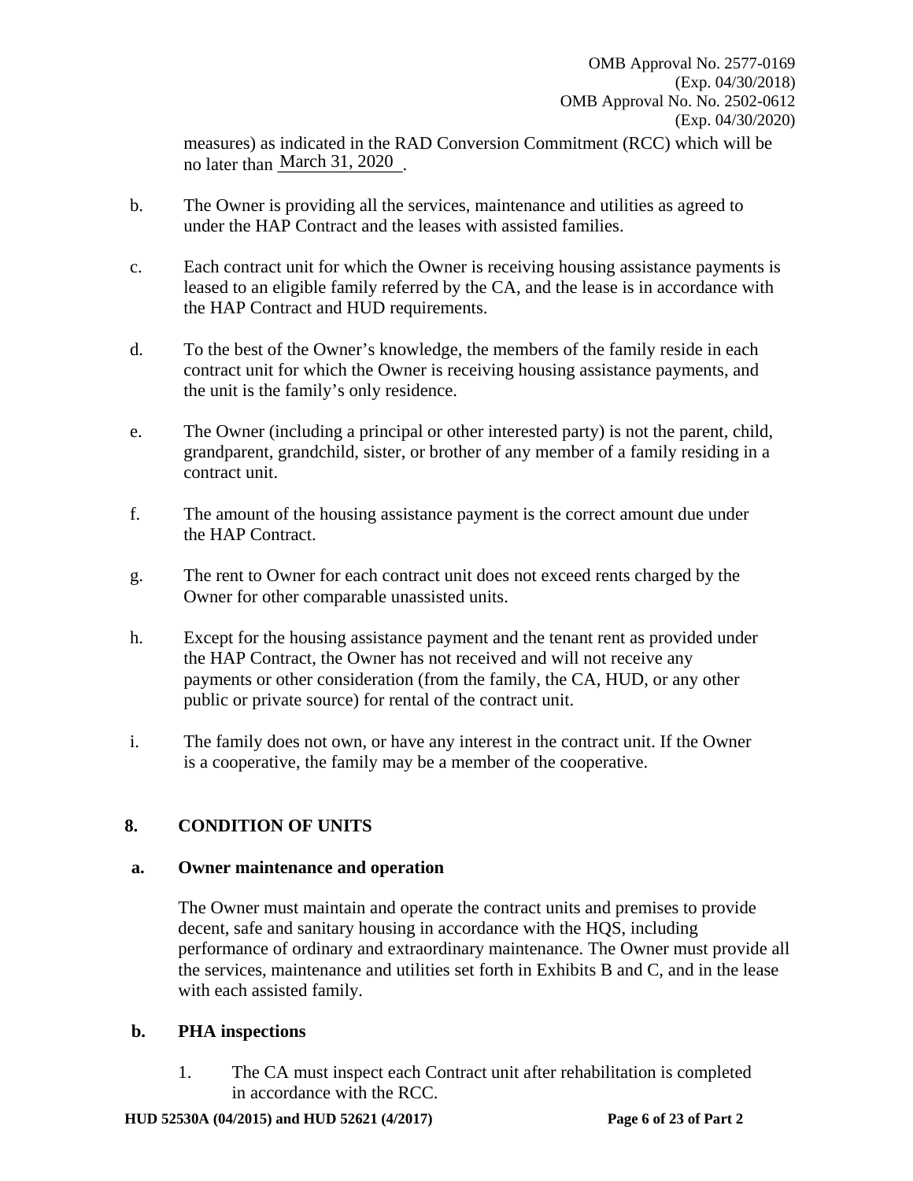measures) as indicated in the RAD Conversion Commitment (RCC) which will be no later than March 31, 2020.

b. The Owner is providing all the services, maintenance and utilities as agreed to under the HAP Contract and the leases with assisted families.

c. Each contract unit for which the Owner is receiving housing assistance payments is leased to an eligible family referred by the CA, and the lease is in accordance with the HAP Contract and HUD requirements.

d. To the best of the Owner's knowledge, the members of the family reside in each contract unit for which the Owner is receiving housing assistance payments, and the unit is the family's only residence.

e. The Owner (including a principal or other interested party) is not the parent, child, grandparent, grandchild, sister, or brother of any member of a family residing in a contract unit.

f. The amount of the housing assistance payment is the correct amount due under the HAP Contract.

g. The rent to Owner for each contract unit does not exceed rents charged by the Owner for other comparable unassisted units.

h. Except for the housing assistance payment and the tenant rent as provided under the HAP Contract, the Owner has not received and will not receive any payments or other consideration (from the family, the CA, HUD, or any other public or private source) for rental of the contract unit.

i. The family does not own, or have any interest in the contract unit. If the Owner is a cooperative, the family may be a member of the cooperative.

## 8. CONDITION OF UNITS

### a. Owner maintenance and operation

The Owner must maintain and operate the contract units and premises to provide decent, safe and sanitary housing in accordance with the HQS, including performance of ordinary and extraordinary maintenance. The Owner must provide all the services, maintenance and utilities set forth in Exhibits B and C, and in the lease with each assisted family.

### b. PHA inspections

1. The CA must inspect each Contract unit after rehabilitation is completed in accordance with the RCC.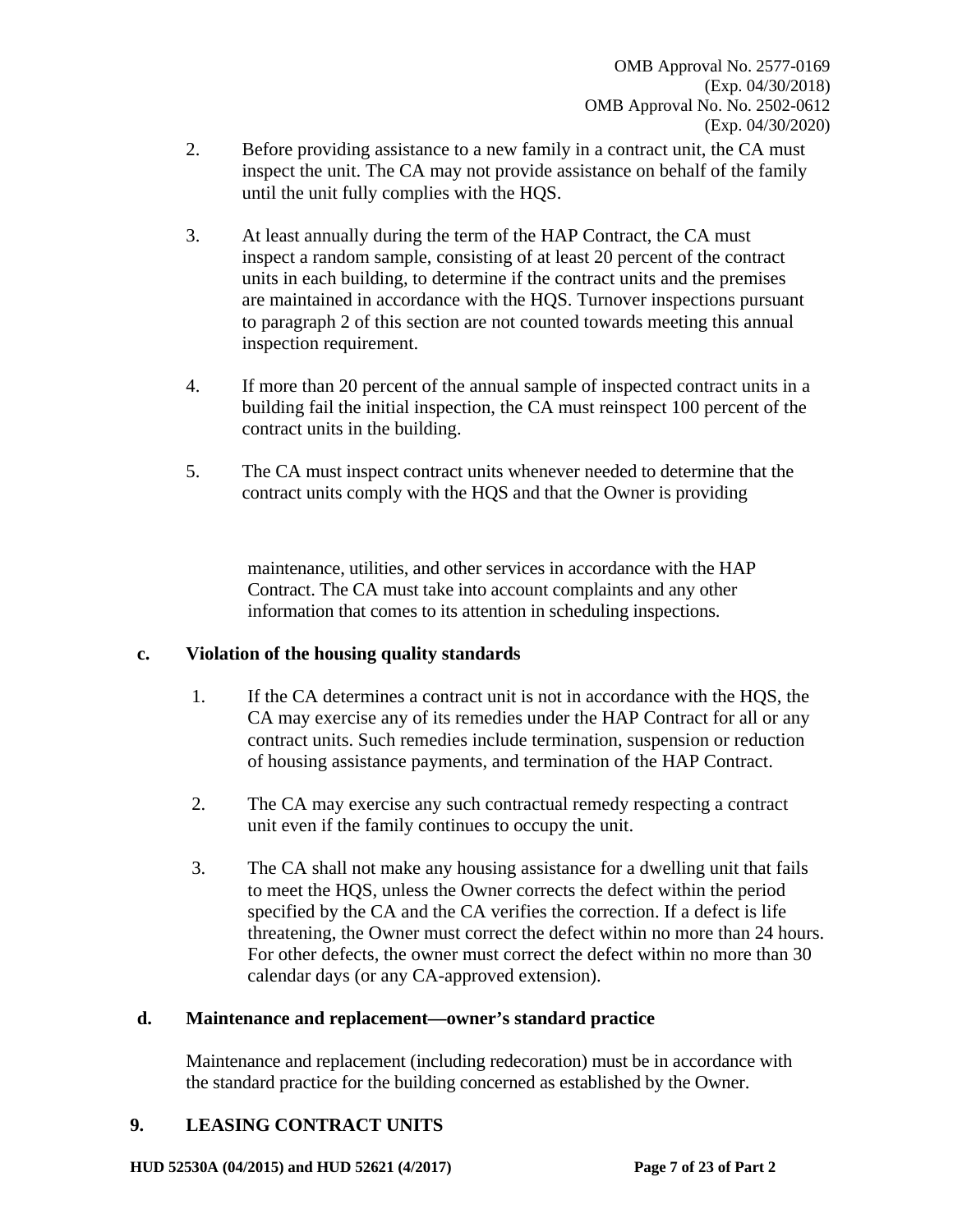2. Before providing assistance to a new family in a contract unit, the CA must inspect the unit. The CA may not provide assistance on behalf of the family until the unit fully complies with the HQS.

3. At least annually during the term of the HAP Contract, the CA must inspect a random sample, consisting of at least 20 percent of the contract units in each building, to determine if the contract units and the premises are maintained in accordance with the HQS. Turnover inspections pursuant to paragraph 2 of this section are not counted towards meeting this annual inspection requirement.

4. If more than 20 percent of the annual sample of inspected contract units in a building fail the initial inspection, the CA must reinspect 100 percent of the contract units in the building.

5. The CA must inspect contract units whenever needed to determine that the contract units comply with the HQS and that the Owner is providing maintenance, utilities, and other services in accordance with the HAP Contract. The CA must take into account complaints and any other information that comes to its attention in scheduling inspections.

**c. Violation of the housing quality standards**

1. If the CA determines a contract unit is not in accordance with the HQS, the CA may exercise any of its remedies under the HAP Contract for all or any contract units. Such remedies include termination, suspension or reduction of housing assistance payments, and termination of the HAP Contract.

2. The CA may exercise any such contractual remedy respecting a contract unit even if the family continues to occupy the unit.

3. The CA shall not make any housing assistance for a dwelling unit that fails to meet the HQS, unless the Owner corrects the defect within the period specified by the CA and the CA verifies the correction. If a defect is life threatening, the Owner must correct the defect within no more than 24 hours. For other defects, the owner must correct the defect within no more than 30 calendar days (or any CA-approved extension).

**d. Maintenance and replacement—owner's standard practice**

Maintenance and replacement (including redecoration) must be in accordance with the standard practice for the building concerned as established by the Owner.

## 9. LEASING CONTRACT UNITS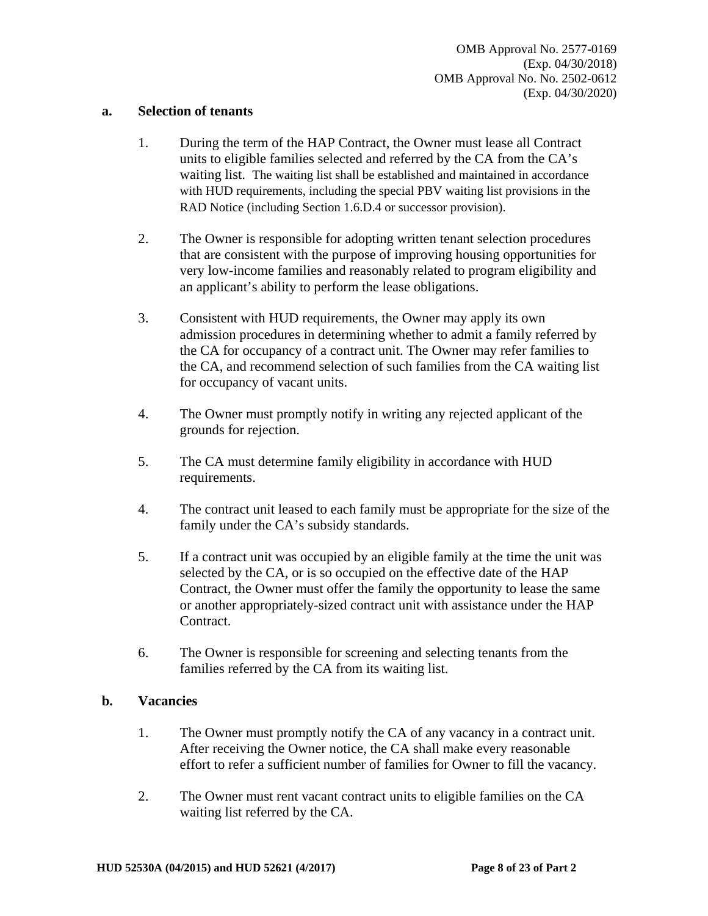**a. Selection of tenants**

1. During the term of the HAP Contract, the Owner must lease all Contract units to eligible families selected and referred by the CA from the CA's waiting list. The waiting list shall be established and maintained in accordance with HUD requirements, including the special PBV waiting list provisions in the RAD Notice (including Section 1.6.D.4 or successor provision).

2. The Owner is responsible for adopting written tenant selection procedures that are consistent with the purpose of improving housing opportunities for very low-income families and reasonably related to program eligibility and an applicant's ability to perform the lease obligations.

3. Consistent with HUD requirements, the Owner may apply its own admission procedures in determining whether to admit a family referred by the CA for occupancy of a contract unit. The Owner may refer families to the CA, and recommend selection of such families from the CA waiting list for occupancy of vacant units.

4. The Owner must promptly notify in writing any rejected applicant of the grounds for rejection.

5. The CA must determine family eligibility in accordance with HUD requirements.

4. The contract unit leased to each family must be appropriate for the size of the family under the CA's subsidy standards.

5. If a contract unit was occupied by an eligible family at the time the unit was selected by the CA, or is so occupied on the effective date of the HAP Contract, the Owner must offer the family the opportunity to lease the same or another appropriately-sized contract unit with assistance under the HAP Contract.

6. The Owner is responsible for screening and selecting tenants from the families referred by the CA from its waiting list.

**b. Vacancies**

1. The Owner must promptly notify the CA of any vacancy in a contract unit. After receiving the Owner notice, the CA shall make every reasonable effort to refer a sufficient number of families for Owner to fill the vacancy.

2. The Owner must rent vacant contract units to eligible families on the CA waiting list referred by the CA.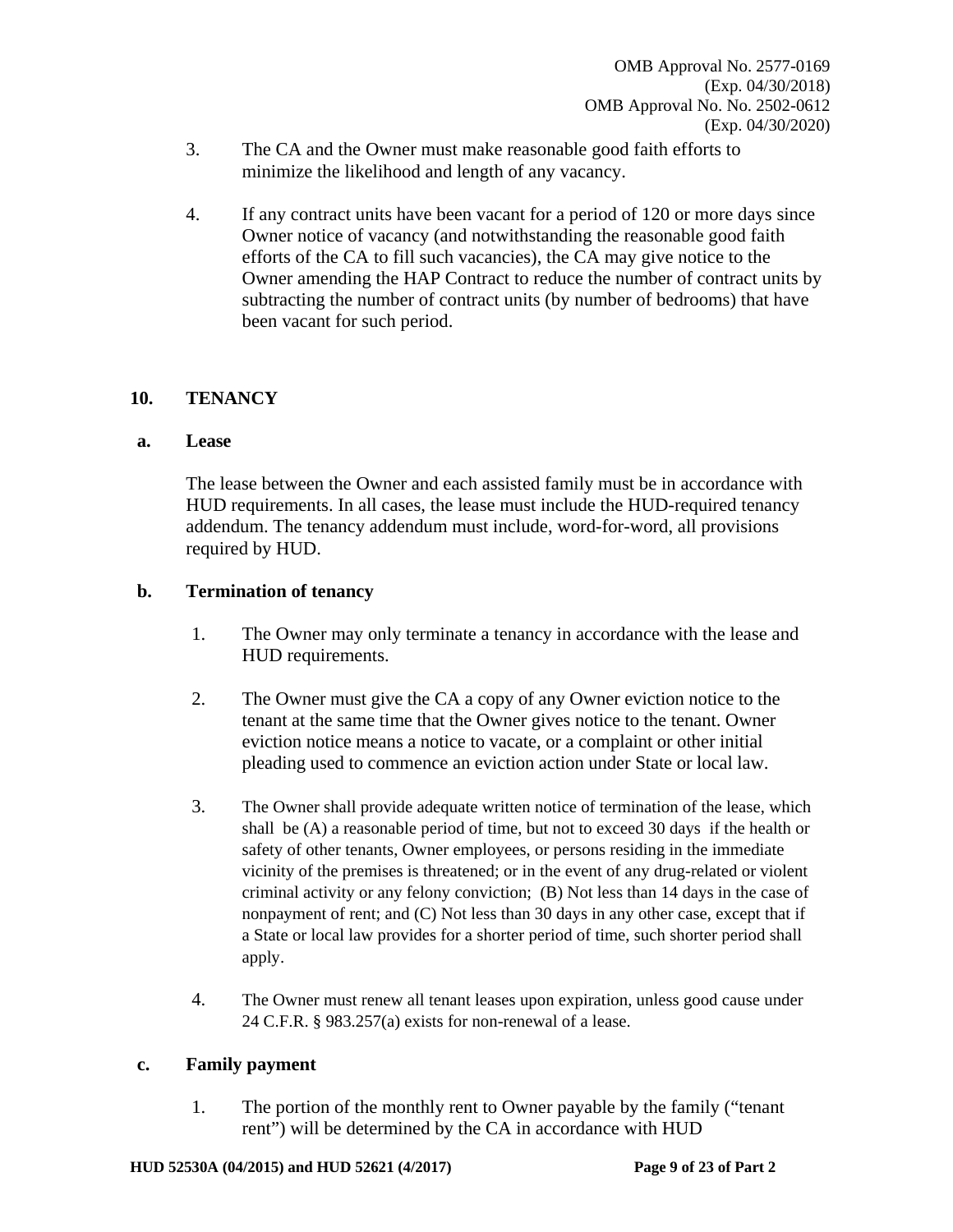3. The CA and the Owner must make reasonable good faith efforts to minimize the likelihood and length of any vacancy.

4. If any contract units have been vacant for a period of 120 or more days since Owner notice of vacancy (and notwithstanding the reasonable good faith efforts of the CA to fill such vacancies), the CA may give notice to the Owner amending the HAP Contract to reduce the number of contract units by subtracting the number of contract units (by number of bedrooms) that have been vacant for such period.

## 10. TENANCY

### a. Lease

The lease between the Owner and each assisted family must be in accordance with HUD requirements. In all cases, the lease must include the HUD-required tenancy addendum. The tenancy addendum must include, word-for-word, all provisions required by HUD.

### b. Termination of tenancy

1. The Owner may only terminate a tenancy in accordance with the lease and HUD requirements.

2. The Owner must give the CA a copy of any Owner eviction notice to the tenant at the same time that the Owner gives notice to the tenant. Owner eviction notice means a notice to vacate, or a complaint or other initial pleading used to commence an eviction action under State or local law.

3. The Owner shall provide adequate written notice of termination of the lease, which shall be (A) a reasonable period of time, but not to exceed 30 days if the health or safety of other tenants, Owner employees, or persons residing in the immediate vicinity of the premises is threatened; or in the event of any drug-related or violent criminal activity or any felony conviction; (B) Not less than 14 days in the case of nonpayment of rent; and (C) Not less than 30 days in any other case, except that if a State or local law provides for a shorter period of time, such shorter period shall apply.

4. The Owner must renew all tenant leases upon expiration, unless good cause under 24 C.F.R. § 983.257(a) exists for non-renewal of a lease.

### c. Family payment

1. The portion of the monthly rent to Owner payable by the family ("tenant rent") will be determined by the CA in accordance with HUD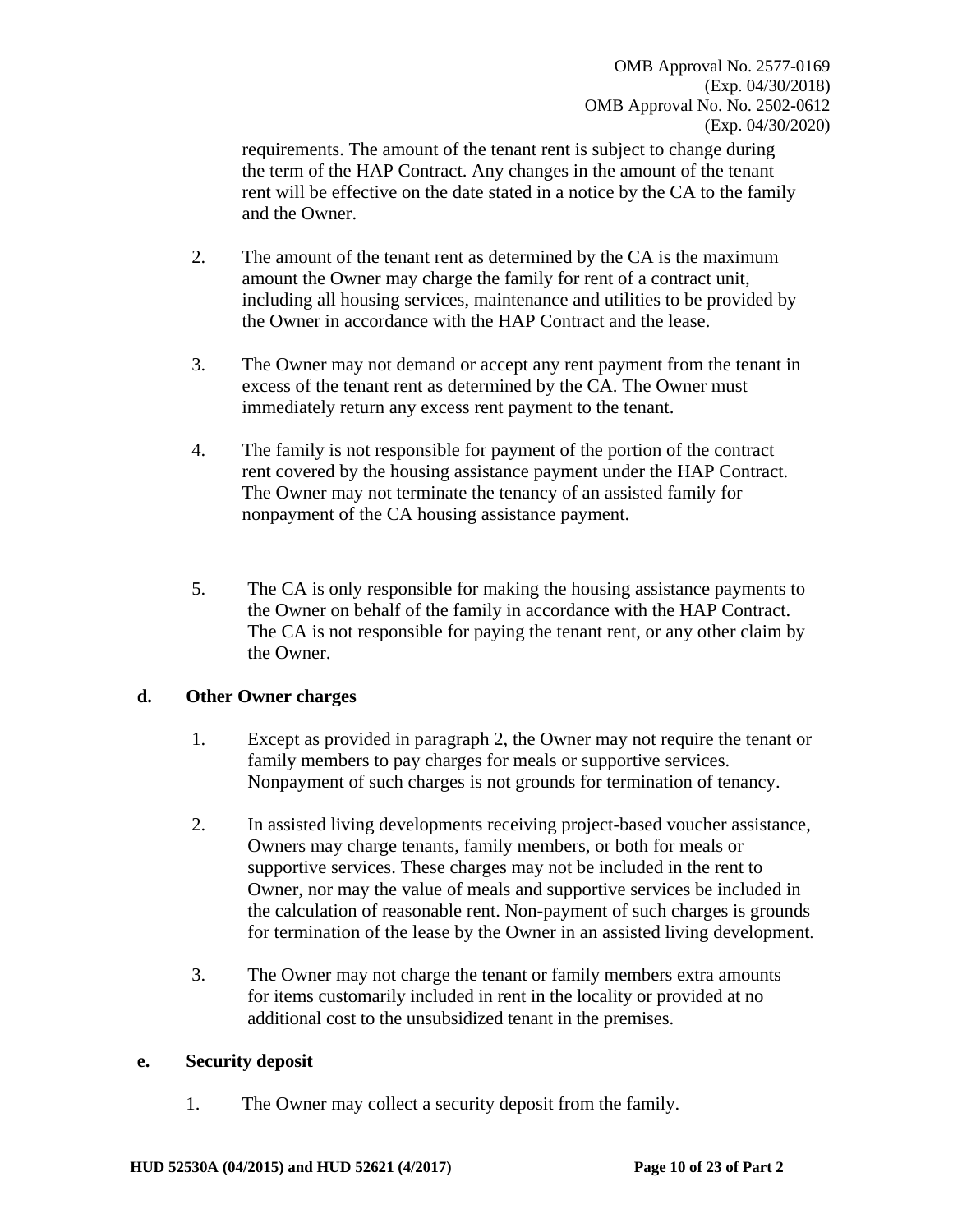requirements. The amount of the tenant rent is subject to change during the term of the HAP Contract. Any changes in the amount of the tenant rent will be effective on the date stated in a notice by the CA to the family and the Owner.

2. The amount of the tenant rent as determined by the CA is the maximum amount the Owner may charge the family for rent of a contract unit, including all housing services, maintenance and utilities to be provided by the Owner in accordance with the HAP Contract and the lease.

3. The Owner may not demand or accept any rent payment from the tenant in excess of the tenant rent as determined by the CA. The Owner must immediately return any excess rent payment to the tenant.

4. The family is not responsible for payment of the portion of the contract rent covered by the housing assistance payment under the HAP Contract. The Owner may not terminate the tenancy of an assisted family for nonpayment of the CA housing assistance payment.

5. The CA is only responsible for making the housing assistance payments to the Owner on behalf of the family in accordance with the HAP Contract. The CA is not responsible for paying the tenant rent, or any other claim by the Owner.

**d. Other Owner charges**

1. Except as provided in paragraph 2, the Owner may not require the tenant or family members to pay charges for meals or supportive services. Nonpayment of such charges is not grounds for termination of tenancy.

2. In assisted living developments receiving project-based voucher assistance, Owners may charge tenants, family members, or both for meals or supportive services. These charges may not be included in the rent to Owner, nor may the value of meals and supportive services be included in the calculation of reasonable rent. Non-payment of such charges is grounds for termination of the lease by the Owner in an assisted living development.

3. The Owner may not charge the tenant or family members extra amounts for items customarily included in rent in the locality or provided at no additional cost to the unsubsidized tenant in the premises.

**e. Security deposit**

1. The Owner may collect a security deposit from the family.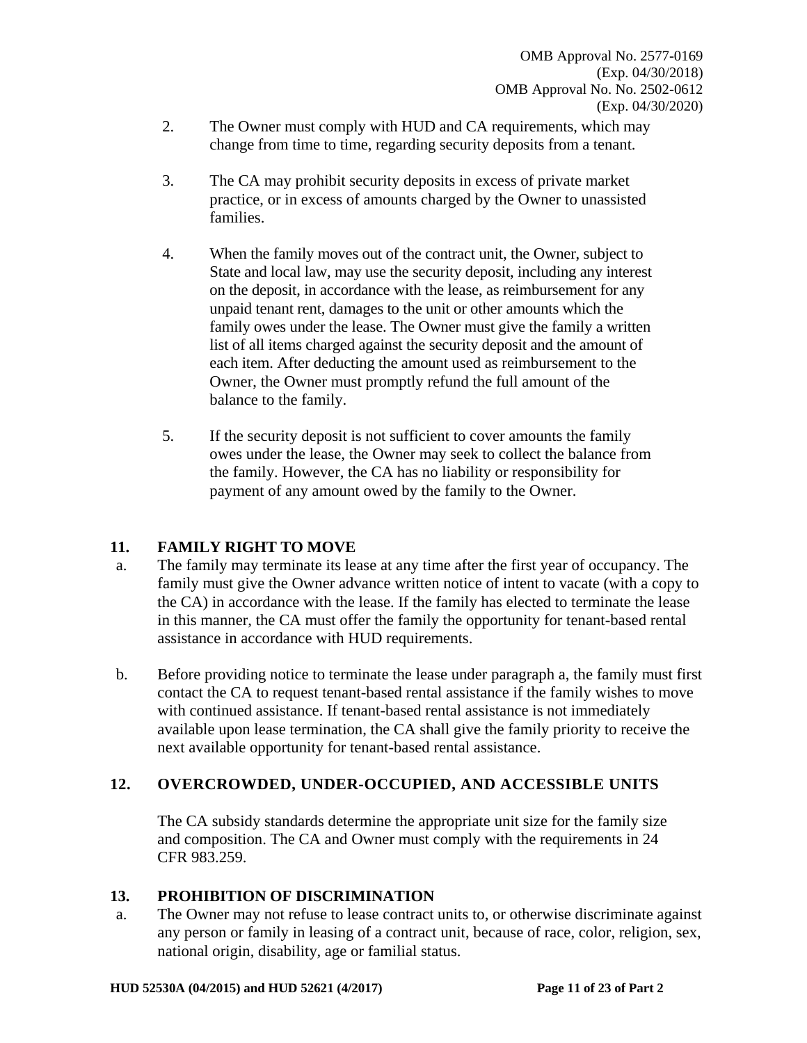2. The Owner must comply with HUD and CA requirements, which may change from time to time, regarding security deposits from a tenant.

3. The CA may prohibit security deposits in excess of private market practice, or in excess of amounts charged by the Owner to unassisted families.

4. When the family moves out of the contract unit, the Owner, subject to State and local law, may use the security deposit, including any interest on the deposit, in accordance with the lease, as reimbursement for any unpaid tenant rent, damages to the unit or other amounts which the family owes under the lease. The Owner must give the family a written list of all items charged against the security deposit and the amount of each item. After deducting the amount used as reimbursement to the Owner, the Owner must promptly refund the full amount of the balance to the family.

5. If the security deposit is not sufficient to cover amounts the family owes under the lease, the Owner may seek to collect the balance from the family. However, the CA has no liability or responsibility for payment of any amount owed by the family to the Owner.

## 11. FAMILY RIGHT TO MOVE

a. The family may terminate its lease at any time after the first year of occupancy. The family must give the Owner advance written notice of intent to vacate (with a copy to the CA) in accordance with the lease. If the family has elected to terminate the lease in this manner, the CA must offer the family the opportunity for tenant-based rental assistance in accordance with HUD requirements.

b. Before providing notice to terminate the lease under paragraph a, the family must first contact the CA to request tenant-based rental assistance if the family wishes to move with continued assistance. If tenant-based rental assistance is not immediately available upon lease termination, the CA shall give the family priority to receive the next available opportunity for tenant-based rental assistance.

## 12. OVERCROWDED, UNDER-OCCUPIED, AND ACCESSIBLE UNITS

The CA subsidy standards determine the appropriate unit size for the family size and composition. The CA and Owner must comply with the requirements in 24 CFR 983.259.

## 13. PROHIBITION OF DISCRIMINATION

a. The Owner may not refuse to lease contract units to, or otherwise discriminate against any person or family in leasing of a contract unit, because of race, color, religion, sex, national origin, disability, age or familial status.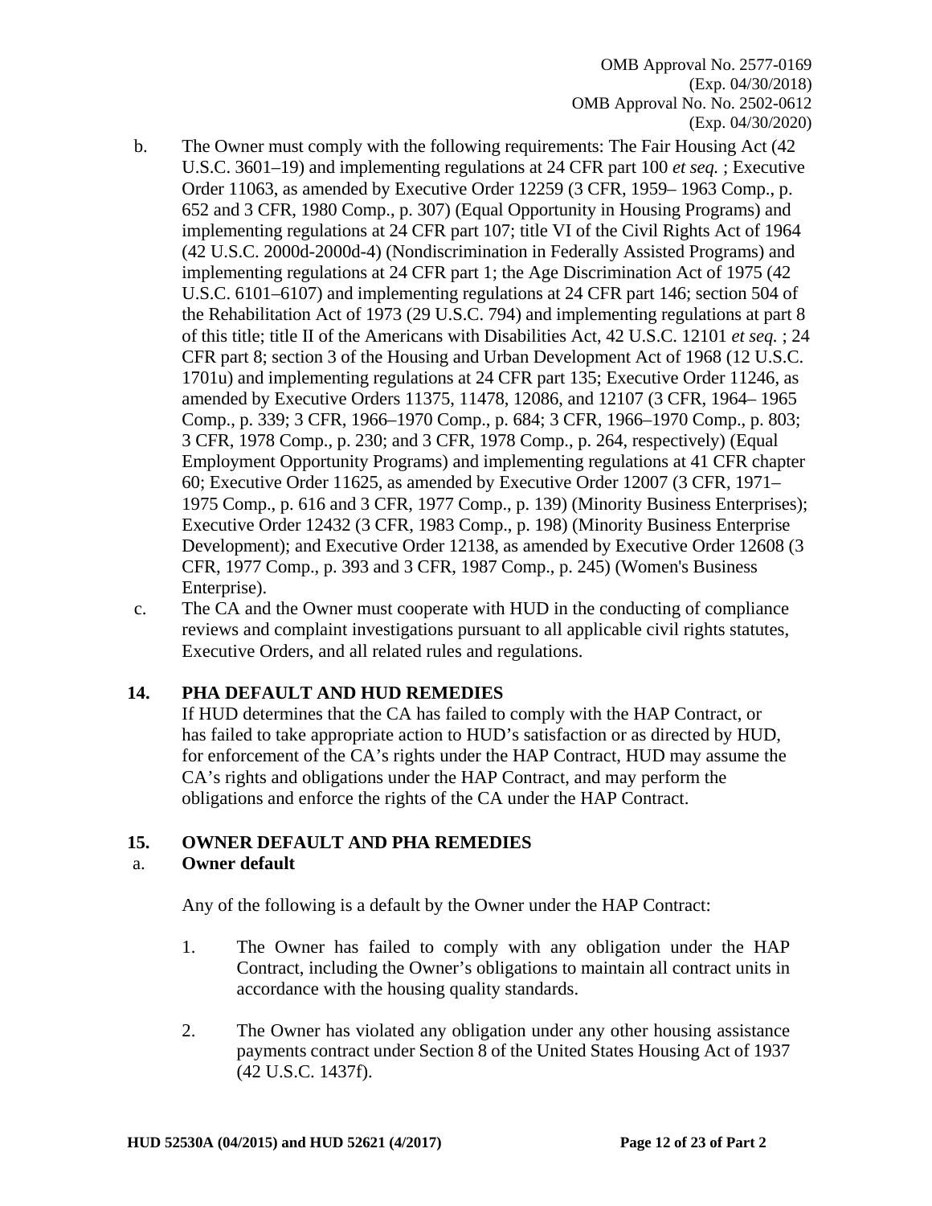b. The Owner must comply with the following requirements: The Fair Housing Act (42 U.S.C. 3601–19) and implementing regulations at 24 CFR part 100 *et seq.* ; Executive Order 11063, as amended by Executive Order 12259 (3 CFR, 1959– 1963 Comp., p. 652 and 3 CFR, 1980 Comp., p. 307) (Equal Opportunity in Housing Programs) and implementing regulations at 24 CFR part 107; title VI of the Civil Rights Act of 1964 (42 U.S.C. 2000d-2000d-4) (Nondiscrimination in Federally Assisted Programs) and implementing regulations at 24 CFR part 1; the Age Discrimination Act of 1975 (42 U.S.C. 6101–6107) and implementing regulations at 24 CFR part 146; section 504 of the Rehabilitation Act of 1973 (29 U.S.C. 794) and implementing regulations at part 8 of this title; title II of the Americans with Disabilities Act, 42 U.S.C. 12101 *et seq.* ; 24 CFR part 8; section 3 of the Housing and Urban Development Act of 1968 (12 U.S.C. 1701u) and implementing regulations at 24 CFR part 135; Executive Order 11246, as amended by Executive Orders 11375, 11478, 12086, and 12107 (3 CFR, 1964– 1965 Comp., p. 339; 3 CFR, 1966–1970 Comp., p. 684; 3 CFR, 1966–1970 Comp., p. 803; 3 CFR, 1978 Comp., p. 230; and 3 CFR, 1978 Comp., p. 264, respectively) (Equal Employment Opportunity Programs) and implementing regulations at 41 CFR chapter 60; Executive Order 11625, as amended by Executive Order 12007 (3 CFR, 1971–1975 Comp., p. 616 and 3 CFR, 1977 Comp., p. 139) (Minority Business Enterprises); Executive Order 12432 (3 CFR, 1983 Comp., p. 198) (Minority Business Enterprise Development); and Executive Order 12138, as amended by Executive Order 12608 (3 CFR, 1977 Comp., p. 393 and 3 CFR, 1987 Comp., p. 245) (Women's Business Enterprise).

c. The CA and the Owner must cooperate with HUD in the conducting of compliance reviews and complaint investigations pursuant to all applicable civil rights statutes, Executive Orders, and all related rules and regulations.

## 14. PHA DEFAULT AND HUD REMEDIES

If HUD determines that the CA has failed to comply with the HAP Contract, or has failed to take appropriate action to HUD's satisfaction or as directed by HUD, for enforcement of the CA's rights under the HAP Contract, HUD may assume the CA's rights and obligations under the HAP Contract, and may perform the obligations and enforce the rights of the CA under the HAP Contract.

## 15. OWNER DEFAULT AND PHA REMEDIES

### a. Owner default

Any of the following is a default by the Owner under the HAP Contract:

1. The Owner has failed to comply with any obligation under the HAP Contract, including the Owner's obligations to maintain all contract units in accordance with the housing quality standards.

2. The Owner has violated any obligation under any other housing assistance payments contract under Section 8 of the United States Housing Act of 1937 (42 U.S.C. 1437f).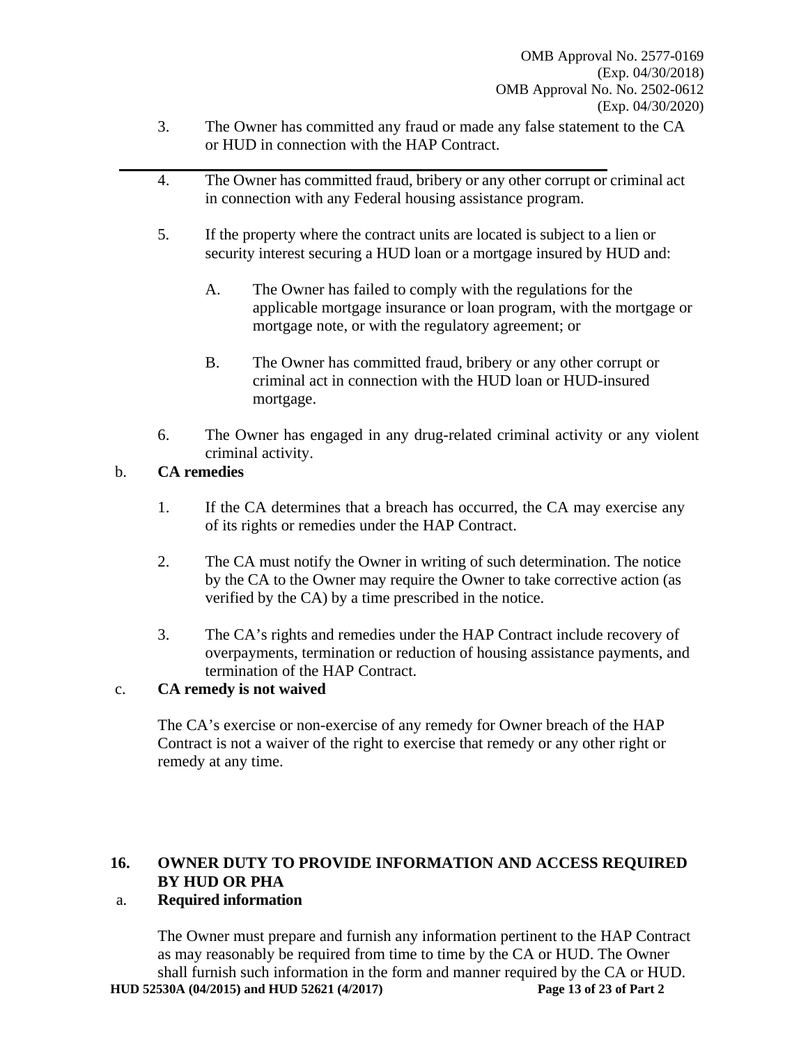3. The Owner has committed any fraud or made any false statement to the CA or HUD in connection with the HAP Contract.

4. The Owner has committed fraud, bribery or any other corrupt or criminal act in connection with any Federal housing assistance program.

5. If the property where the contract units are located is subject to a lien or security interest securing a HUD loan or a mortgage insured by HUD and:

   A. The Owner has failed to comply with the regulations for the applicable mortgage insurance or loan program, with the mortgage or mortgage note, or with the regulatory agreement; or

   B. The Owner has committed fraud, bribery or any other corrupt or criminal act in connection with the HUD loan or HUD-insured mortgage.

6. The Owner has engaged in any drug-related criminal activity or any violent criminal activity.

b. **CA remedies**

1. If the CA determines that a breach has occurred, the CA may exercise any of its rights or remedies under the HAP Contract.

2. The CA must notify the Owner in writing of such determination. The notice by the CA to the Owner may require the Owner to take corrective action (as verified by the CA) by a time prescribed in the notice.

3. The CA's rights and remedies under the HAP Contract include recovery of overpayments, termination or reduction of housing assistance payments, and termination of the HAP Contract.

c. **CA remedy is not waived**

The CA's exercise or non-exercise of any remedy for Owner breach of the HAP Contract is not a waiver of the right to exercise that remedy or any other right or remedy at any time.

## 16. OWNER DUTY TO PROVIDE INFORMATION AND ACCESS REQUIRED BY HUD OR PHA

a. **Required information**

The Owner must prepare and furnish any information pertinent to the HAP Contract as may reasonably be required from time to time by the CA or HUD. The Owner shall furnish such information in the form and manner required by the CA or HUD.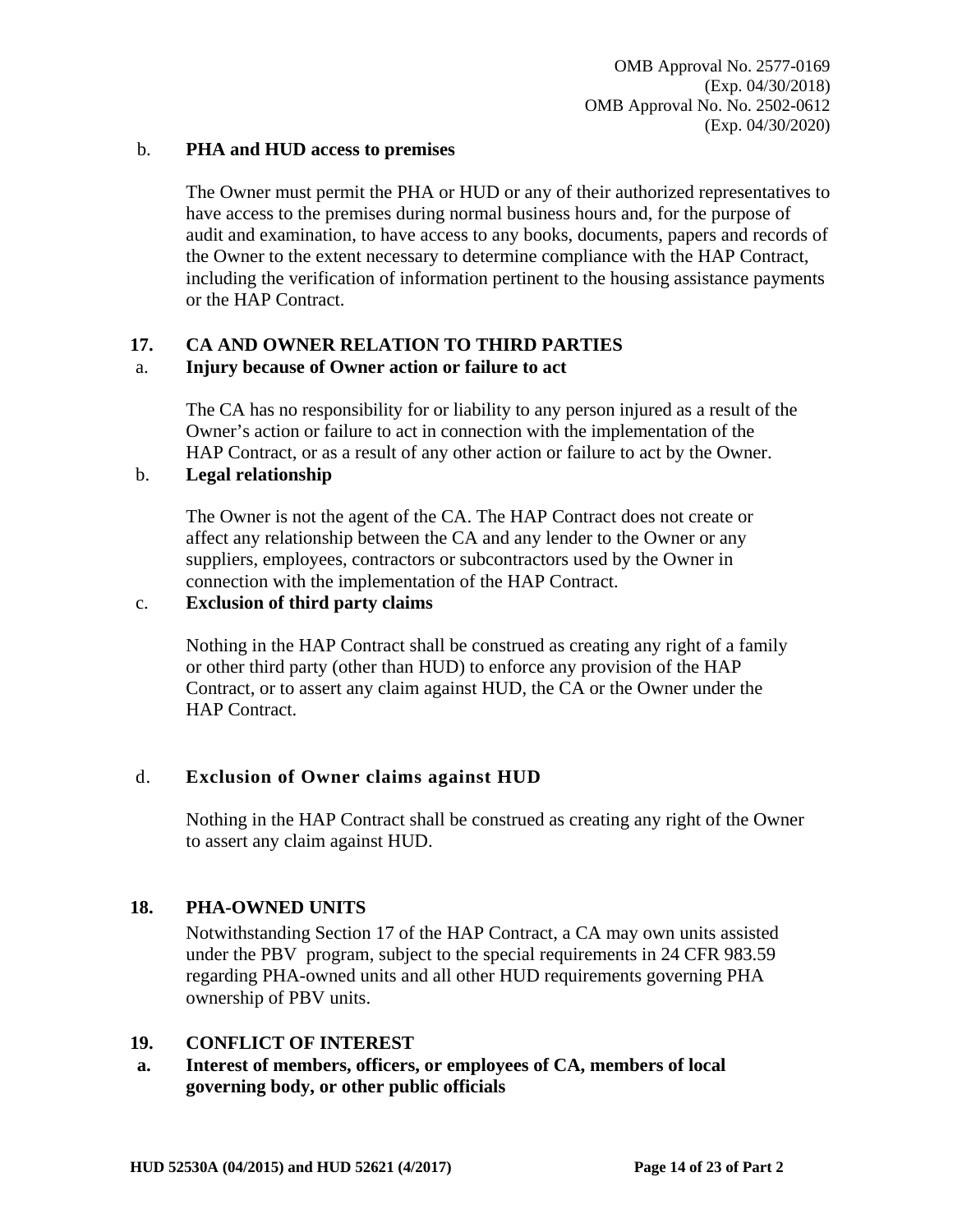b. **PHA and HUD access to premises**

The Owner must permit the PHA or HUD or any of their authorized representatives to have access to the premises during normal business hours and, for the purpose of audit and examination, to have access to any books, documents, papers and records of the Owner to the extent necessary to determine compliance with the HAP Contract, including the verification of information pertinent to the housing assistance payments or the HAP Contract.

## 17. CA AND OWNER RELATION TO THIRD PARTIES

a. **Injury because of Owner action or failure to act**

The CA has no responsibility for or liability to any person injured as a result of the Owner's action or failure to act in connection with the implementation of the HAP Contract, or as a result of any other action or failure to act by the Owner.

b. **Legal relationship**

The Owner is not the agent of the CA. The HAP Contract does not create or affect any relationship between the CA and any lender to the Owner or any suppliers, employees, contractors or subcontractors used by the Owner in connection with the implementation of the HAP Contract.

c. **Exclusion of third party claims**

Nothing in the HAP Contract shall be construed as creating any right of a family or other third party (other than HUD) to enforce any provision of the HAP Contract, or to assert any claim against HUD, the CA or the Owner under the HAP Contract.

d. **Exclusion of Owner claims against HUD**

Nothing in the HAP Contract shall be construed as creating any right of the Owner to assert any claim against HUD.

## 18. PHA-OWNED UNITS

Notwithstanding Section 17 of the HAP Contract, a CA may own units assisted under the PBV program, subject to the special requirements in 24 CFR 983.59 regarding PHA-owned units and all other HUD requirements governing PHA ownership of PBV units.

## 19. CONFLICT OF INTEREST

**a. Interest of members, officers, or employees of CA, members of local governing body, or other public officials**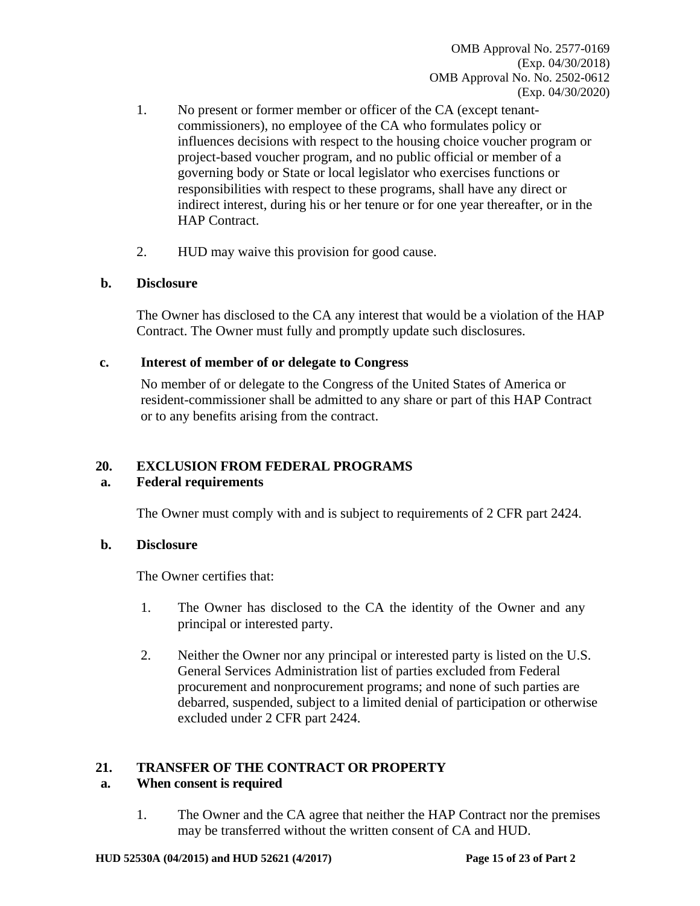1. No present or former member or officer of the CA (except tenant-commissioners), no employee of the CA who formulates policy or influences decisions with respect to the housing choice voucher program or project-based voucher program, and no public official or member of a governing body or State or local legislator who exercises functions or responsibilities with respect to these programs, shall have any direct or indirect interest, during his or her tenure or for one year thereafter, or in the HAP Contract.

2. HUD may waive this provision for good cause.

**b. Disclosure**

The Owner has disclosed to the CA any interest that would be a violation of the HAP Contract. The Owner must fully and promptly update such disclosures.

**c. Interest of member of or delegate to Congress**

No member of or delegate to the Congress of the United States of America or resident-commissioner shall be admitted to any share or part of this HAP Contract or to any benefits arising from the contract.

## 20. EXCLUSION FROM FEDERAL PROGRAMS

**a. Federal requirements**

The Owner must comply with and is subject to requirements of 2 CFR part 2424.

**b. Disclosure**

The Owner certifies that:

1. The Owner has disclosed to the CA the identity of the Owner and any principal or interested party.

2. Neither the Owner nor any principal or interested party is listed on the U.S. General Services Administration list of parties excluded from Federal procurement and nonprocurement programs; and none of such parties are debarred, suspended, subject to a limited denial of participation or otherwise excluded under 2 CFR part 2424.

## 21. TRANSFER OF THE CONTRACT OR PROPERTY

**a. When consent is required**

1. The Owner and the CA agree that neither the HAP Contract nor the premises may be transferred without the written consent of CA and HUD.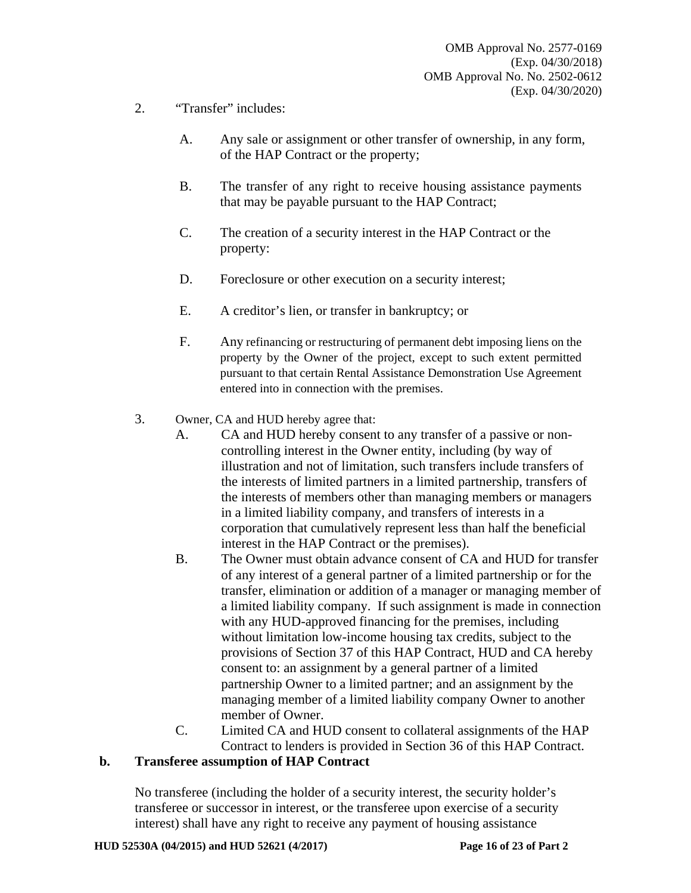2. "Transfer" includes:

   A. Any sale or assignment or other transfer of ownership, in any form, of the HAP Contract or the property;

   B. The transfer of any right to receive housing assistance payments that may be payable pursuant to the HAP Contract;

   C. The creation of a security interest in the HAP Contract or the property:

   D. Foreclosure or other execution on a security interest;

   E. A creditor's lien, or transfer in bankruptcy; or

   F. Any refinancing or restructuring of permanent debt imposing liens on the property by the Owner of the project, except to such extent permitted pursuant to that certain Rental Assistance Demonstration Use Agreement entered into in connection with the premises.

3. Owner, CA and HUD hereby agree that:

   A. CA and HUD hereby consent to any transfer of a passive or non-controlling interest in the Owner entity, including (by way of illustration and not of limitation, such transfers include transfers of the interests of limited partners in a limited partnership, transfers of the interests of members other than managing members or managers in a limited liability company, and transfers of interests in a corporation that cumulatively represent less than half the beneficial interest in the HAP Contract or the premises).

   B. The Owner must obtain advance consent of CA and HUD for transfer of any interest of a general partner of a limited partnership or for the transfer, elimination or addition of a manager or managing member of a limited liability company. If such assignment is made in connection with any HUD-approved financing for the premises, including without limitation low-income housing tax credits, subject to the provisions of Section 37 of this HAP Contract, HUD and CA hereby consent to: an assignment by a general partner of a limited partnership Owner to a limited partner; and an assignment by the managing member of a limited liability company Owner to another member of Owner.

   C. Limited CA and HUD consent to collateral assignments of the HAP Contract to lenders is provided in Section 36 of this HAP Contract.

**b. Transferee assumption of HAP Contract**

No transferee (including the holder of a security interest, the security holder's transferee or successor in interest, or the transferee upon exercise of a security interest) shall have any right to receive any payment of housing assistance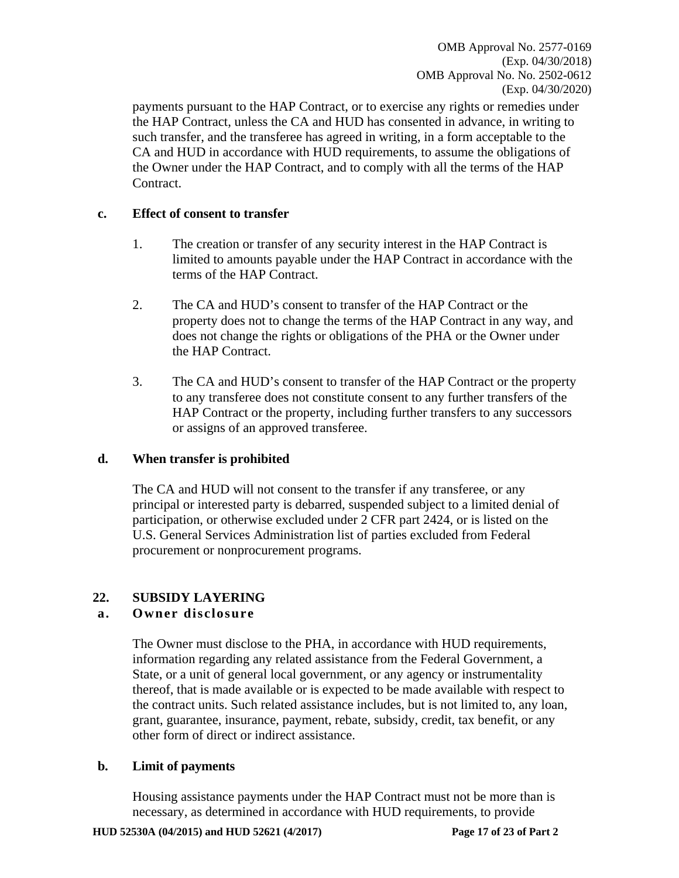payments pursuant to the HAP Contract, or to exercise any rights or remedies under the HAP Contract, unless the CA and HUD has consented in advance, in writing to such transfer, and the transferee has agreed in writing, in a form acceptable to the CA and HUD in accordance with HUD requirements, to assume the obligations of the Owner under the HAP Contract, and to comply with all the terms of the HAP Contract.

**c. Effect of consent to transfer**

1. The creation or transfer of any security interest in the HAP Contract is limited to amounts payable under the HAP Contract in accordance with the terms of the HAP Contract.

2. The CA and HUD's consent to transfer of the HAP Contract or the property does not to change the terms of the HAP Contract in any way, and does not change the rights or obligations of the PHA or the Owner under the HAP Contract.

3. The CA and HUD's consent to transfer of the HAP Contract or the property to any transferee does not constitute consent to any further transfers of the HAP Contract or the property, including further transfers to any successors or assigns of an approved transferee.

**d. When transfer is prohibited**

The CA and HUD will not consent to the transfer if any transferee, or any principal or interested party is debarred, suspended subject to a limited denial of participation, or otherwise excluded under 2 CFR part 2424, or is listed on the U.S. General Services Administration list of parties excluded from Federal procurement or nonprocurement programs.

## 22. SUBSIDY LAYERING

**a. Owner disclosure**

The Owner must disclose to the PHA, in accordance with HUD requirements, information regarding any related assistance from the Federal Government, a State, or a unit of general local government, or any agency or instrumentality thereof, that is made available or is expected to be made available with respect to the contract units. Such related assistance includes, but is not limited to, any loan, grant, guarantee, insurance, payment, rebate, subsidy, credit, tax benefit, or any other form of direct or indirect assistance.

**b. Limit of payments**

Housing assistance payments under the HAP Contract must not be more than is necessary, as determined in accordance with HUD requirements, to provide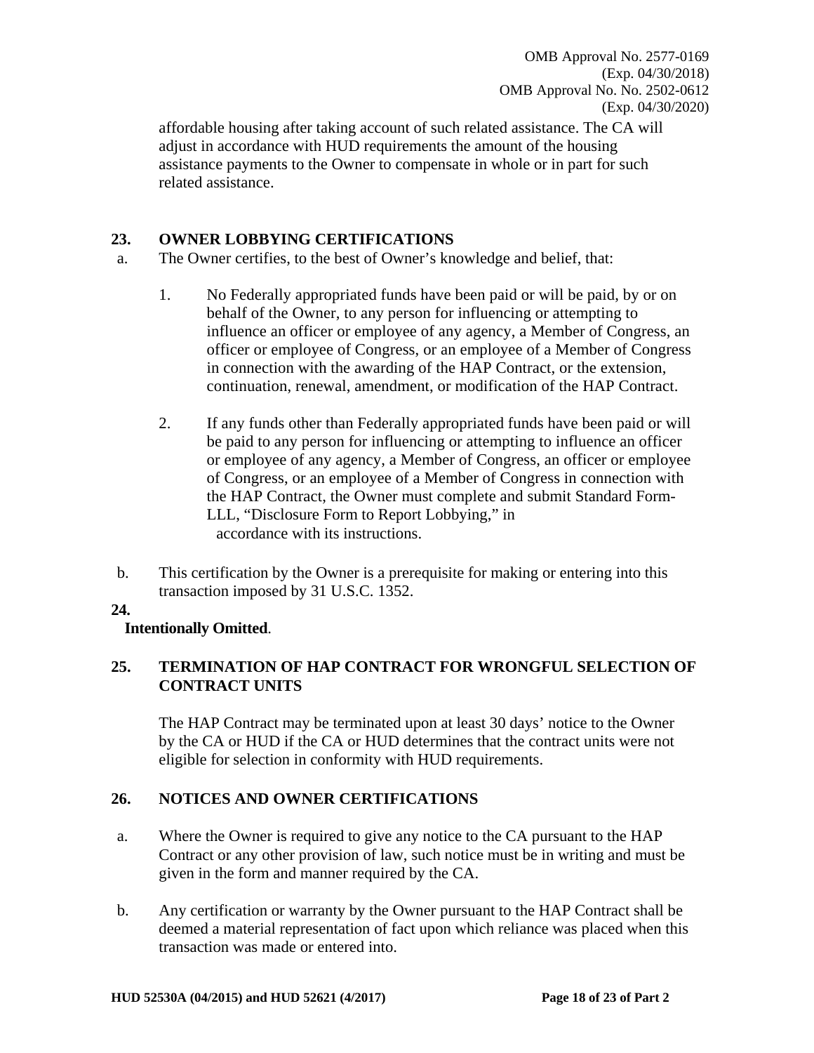affordable housing after taking account of such related assistance. The CA will adjust in accordance with HUD requirements the amount of the housing assistance payments to the Owner to compensate in whole or in part for such related assistance.

## 23. OWNER LOBBYING CERTIFICATIONS

a. The Owner certifies, to the best of Owner's knowledge and belief, that:

   1. No Federally appropriated funds have been paid or will be paid, by or on behalf of the Owner, to any person for influencing or attempting to influence an officer or employee of any agency, a Member of Congress, an officer or employee of Congress, or an employee of a Member of Congress in connection with the awarding of the HAP Contract, or the extension, continuation, renewal, amendment, or modification of the HAP Contract.

   2. If any funds other than Federally appropriated funds have been paid or will be paid to any person for influencing or attempting to influence an officer or employee of any agency, a Member of Congress, an officer or employee of Congress, or an employee of a Member of Congress in connection with the HAP Contract, the Owner must complete and submit Standard Form-LLL, "Disclosure Form to Report Lobbying," in accordance with its instructions.

b. This certification by the Owner is a prerequisite for making or entering into this transaction imposed by 31 U.S.C. 1352.

## 24.

**Intentionally Omitted**.

## 25. TERMINATION OF HAP CONTRACT FOR WRONGFUL SELECTION OF CONTRACT UNITS

The HAP Contract may be terminated upon at least 30 days' notice to the Owner by the CA or HUD if the CA or HUD determines that the contract units were not eligible for selection in conformity with HUD requirements.

## 26. NOTICES AND OWNER CERTIFICATIONS

a. Where the Owner is required to give any notice to the CA pursuant to the HAP Contract or any other provision of law, such notice must be in writing and must be given in the form and manner required by the CA.

b. Any certification or warranty by the Owner pursuant to the HAP Contract shall be deemed a material representation of fact upon which reliance was placed when this transaction was made or entered into.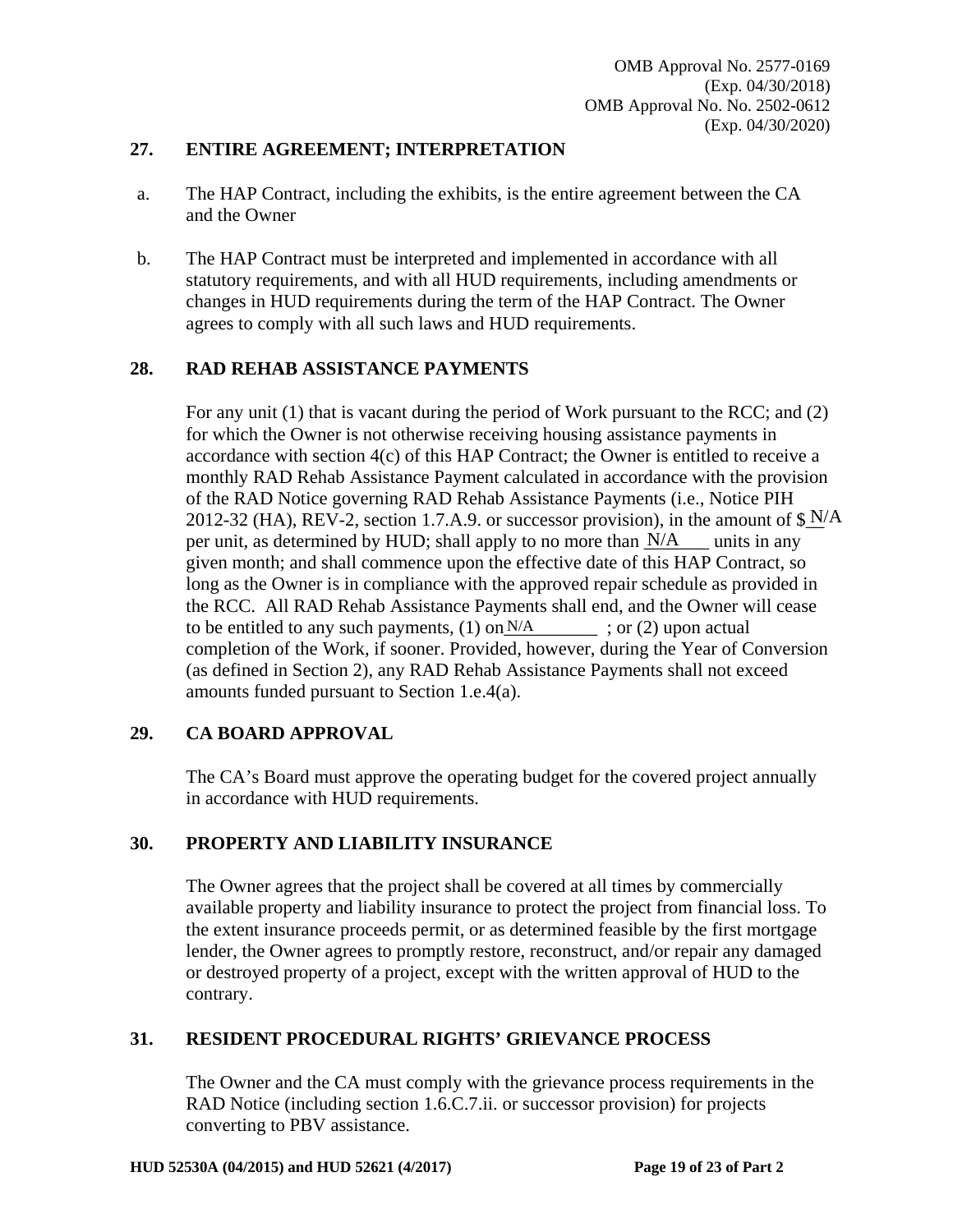OMB Approval No. 2577-0169
(Exp. 04/30/2018)
OMB Approval No. No. 2502-0612
(Exp. 04/30/2020)

## 27. ENTIRE AGREEMENT; INTERPRETATION

a. The HAP Contract, including the exhibits, is the entire agreement between the CA and the Owner

b. The HAP Contract must be interpreted and implemented in accordance with all statutory requirements, and with all HUD requirements, including amendments or changes in HUD requirements during the term of the HAP Contract. The Owner agrees to comply with all such laws and HUD requirements.

## 28. RAD REHAB ASSISTANCE PAYMENTS

For any unit (1) that is vacant during the period of Work pursuant to the RCC; and (2) for which the Owner is not otherwise receiving housing assistance payments in accordance with section 4(c) of this HAP Contract; the Owner is entitled to receive a monthly RAD Rehab Assistance Payment calculated in accordance with the provision of the RAD Notice governing RAD Rehab Assistance Payments (i.e., Notice PIH 2012-32 (HA), REV-2, section 1.7.A.9. or successor provision), in the amount of $ N/A per unit, as determined by HUD; shall apply to no more than N/A units in any given month; and shall commence upon the effective date of this HAP Contract, so long as the Owner is in compliance with the approved repair schedule as provided in the RCC. All RAD Rehab Assistance Payments shall end, and the Owner will cease to be entitled to any such payments, (1) on N/A ; or (2) upon actual completion of the Work, if sooner. Provided, however, during the Year of Conversion (as defined in Section 2), any RAD Rehab Assistance Payments shall not exceed amounts funded pursuant to Section 1.e.4(a).

## 29. CA BOARD APPROVAL

The CA's Board must approve the operating budget for the covered project annually in accordance with HUD requirements.

## 30. PROPERTY AND LIABILITY INSURANCE

The Owner agrees that the project shall be covered at all times by commercially available property and liability insurance to protect the project from financial loss. To the extent insurance proceeds permit, or as determined feasible by the first mortgage lender, the Owner agrees to promptly restore, reconstruct, and/or repair any damaged or destroyed property of a project, except with the written approval of HUD to the contrary.

## 31. RESIDENT PROCEDURAL RIGHTS' GRIEVANCE PROCESS

The Owner and the CA must comply with the grievance process requirements in the RAD Notice (including section 1.6.C.7.ii. or successor provision) for projects converting to PBV assistance.

**HUD 52530A (04/2015) and HUD 52621 (4/2017)**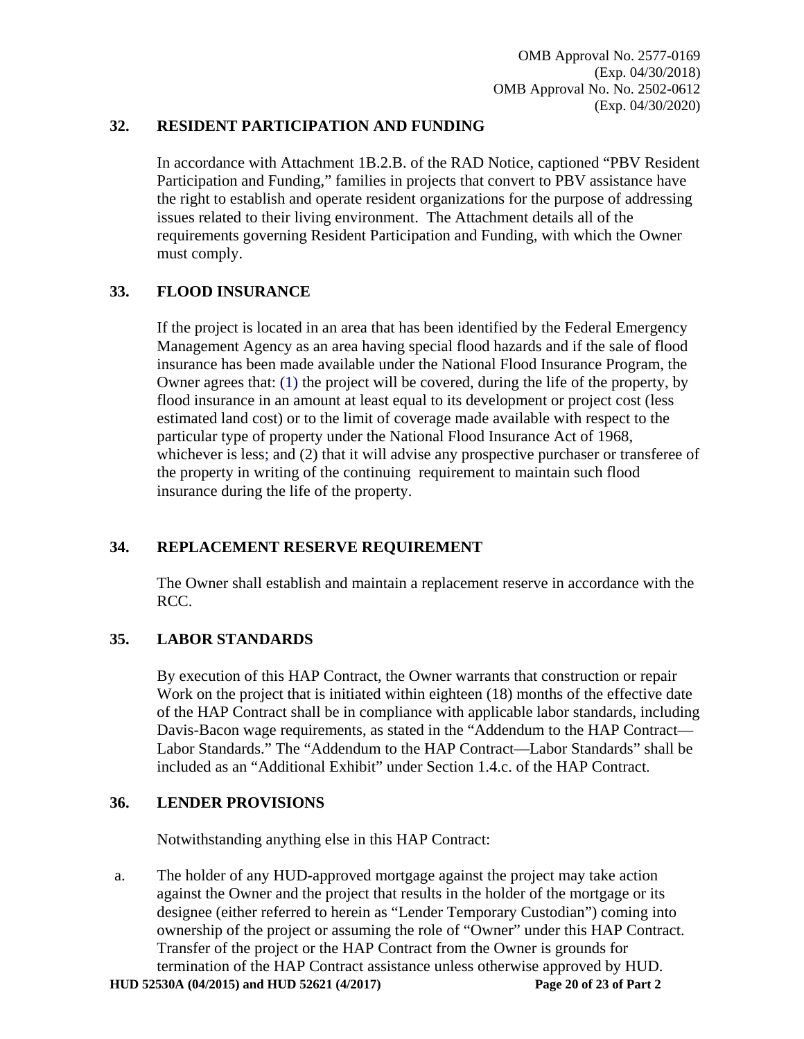## 32. RESIDENT PARTICIPATION AND FUNDING

In accordance with Attachment 1B.2.B. of the RAD Notice, captioned "PBV Resident Participation and Funding," families in projects that convert to PBV assistance have the right to establish and operate resident organizations for the purpose of addressing issues related to their living environment. The Attachment details all of the requirements governing Resident Participation and Funding, with which the Owner must comply.

## 33. FLOOD INSURANCE

If the project is located in an area that has been identified by the Federal Emergency Management Agency as an area having special flood hazards and if the sale of flood insurance has been made available under the National Flood Insurance Program, the Owner agrees that: (1) the project will be covered, during the life of the property, by flood insurance in an amount at least equal to its development or project cost (less estimated land cost) or to the limit of coverage made available with respect to the particular type of property under the National Flood Insurance Act of 1968, whichever is less; and (2) that it will advise any prospective purchaser or transferee of the property in writing of the continuing requirement to maintain such flood insurance during the life of the property.

## 34. REPLACEMENT RESERVE REQUIREMENT

The Owner shall establish and maintain a replacement reserve in accordance with the RCC.

## 35. LABOR STANDARDS

By execution of this HAP Contract, the Owner warrants that construction or repair Work on the project that is initiated within eighteen (18) months of the effective date of the HAP Contract shall be in compliance with applicable labor standards, including Davis-Bacon wage requirements, as stated in the "Addendum to the HAP Contract—Labor Standards." The "Addendum to the HAP Contract—Labor Standards" shall be included as an "Additional Exhibit" under Section 1.4.c. of the HAP Contract.

## 36. LENDER PROVISIONS

Notwithstanding anything else in this HAP Contract:

a. The holder of any HUD-approved mortgage against the project may take action against the Owner and the project that results in the holder of the mortgage or its designee (either referred to herein as "Lender Temporary Custodian") coming into ownership of the project or assuming the role of "Owner" under this HAP Contract. Transfer of the project or the HAP Contract from the Owner is grounds for termination of the HAP Contract assistance unless otherwise approved by HUD.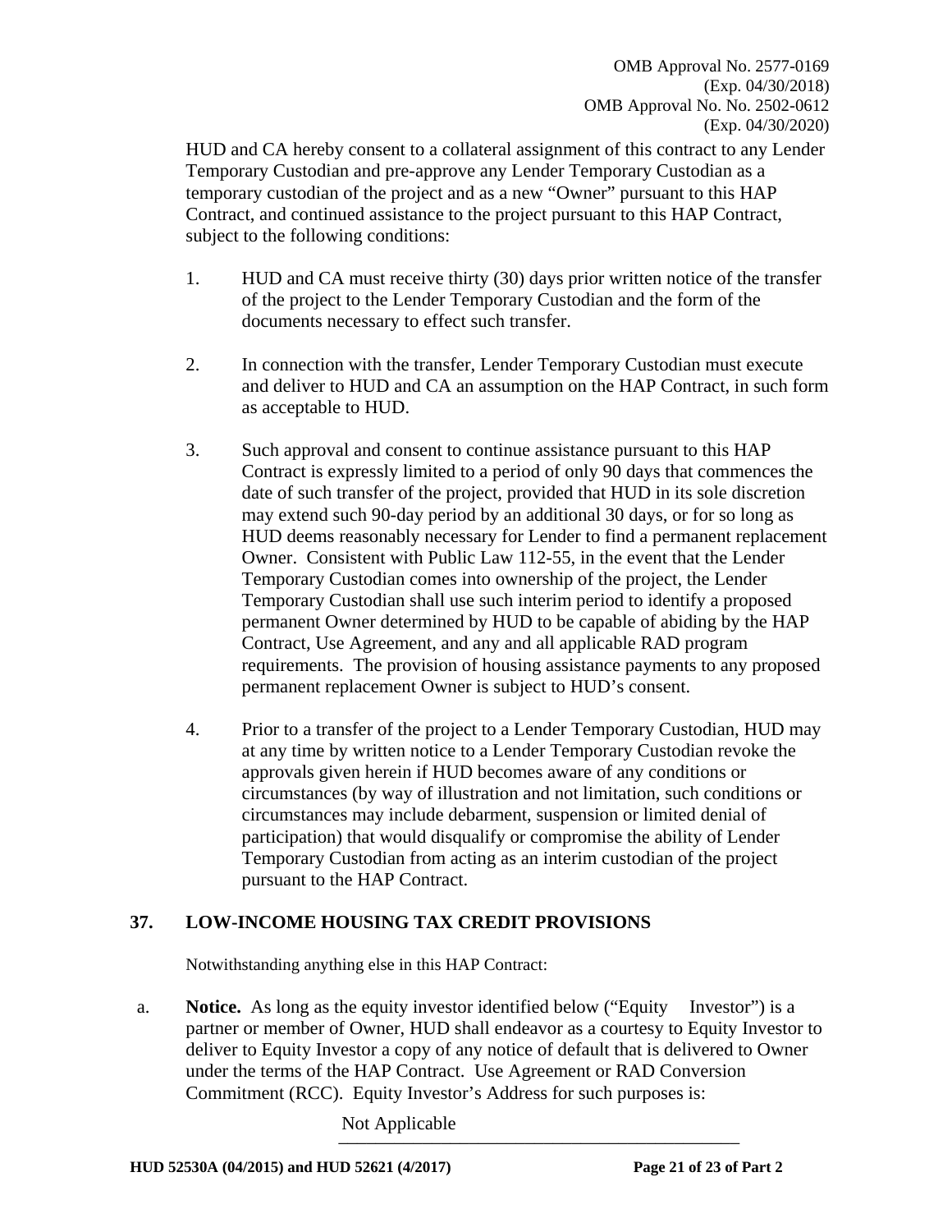HUD and CA hereby consent to a collateral assignment of this contract to any Lender Temporary Custodian and pre-approve any Lender Temporary Custodian as a temporary custodian of the project and as a new "Owner" pursuant to this HAP Contract, and continued assistance to the project pursuant to this HAP Contract, subject to the following conditions:

1. HUD and CA must receive thirty (30) days prior written notice of the transfer of the project to the Lender Temporary Custodian and the form of the documents necessary to effect such transfer.

2. In connection with the transfer, Lender Temporary Custodian must execute and deliver to HUD and CA an assumption on the HAP Contract, in such form as acceptable to HUD.

3. Such approval and consent to continue assistance pursuant to this HAP Contract is expressly limited to a period of only 90 days that commences the date of such transfer of the project, provided that HUD in its sole discretion may extend such 90-day period by an additional 30 days, or for so long as HUD deems reasonably necessary for Lender to find a permanent replacement Owner. Consistent with Public Law 112-55, in the event that the Lender Temporary Custodian comes into ownership of the project, the Lender Temporary Custodian shall use such interim period to identify a proposed permanent Owner determined by HUD to be capable of abiding by the HAP Contract, Use Agreement, and any and all applicable RAD program requirements. The provision of housing assistance payments to any proposed permanent replacement Owner is subject to HUD's consent.

4. Prior to a transfer of the project to a Lender Temporary Custodian, HUD may at any time by written notice to a Lender Temporary Custodian revoke the approvals given herein if HUD becomes aware of any conditions or circumstances (by way of illustration and not limitation, such conditions or circumstances may include debarment, suspension or limited denial of participation) that would disqualify or compromise the ability of Lender Temporary Custodian from acting as an interim custodian of the project pursuant to the HAP Contract.

## 37. LOW-INCOME HOUSING TAX CREDIT PROVISIONS

Notwithstanding anything else in this HAP Contract:

a. **Notice.** As long as the equity investor identified below ("Equity Investor") is a partner or member of Owner, HUD shall endeavor as a courtesy to Equity Investor to deliver to Equity Investor a copy of any notice of default that is delivered to Owner under the terms of the HAP Contract. Use Agreement or RAD Conversion Commitment (RCC). Equity Investor's Address for such purposes is:

Not Applicable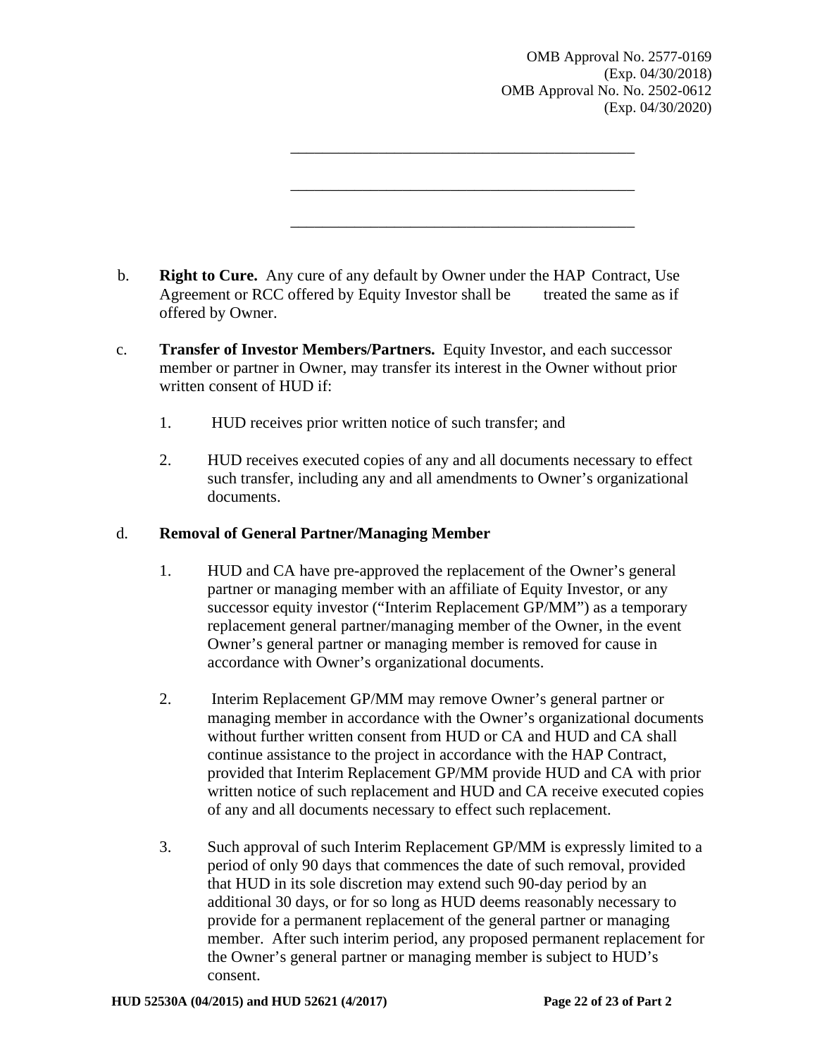OMB Approval No. 2577-0169
(Exp. 04/30/2018)
OMB Approval No. No. 2502-0612
(Exp. 04/30/2020)

\_\_\_\_\_\_\_\_\_\_\_\_\_\_\_\_\_\_\_\_\_\_\_\_\_\_\_\_\_\_\_\_\_\_\_\_\_\_\_\_\_\_\_\_

\_\_\_\_\_\_\_\_\_\_\_\_\_\_\_\_\_\_\_\_\_\_\_\_\_\_\_\_\_\_\_\_\_\_\_\_\_\_\_\_\_\_\_\_

\_\_\_\_\_\_\_\_\_\_\_\_\_\_\_\_\_\_\_\_\_\_\_\_\_\_\_\_\_\_\_\_\_\_\_\_\_\_\_\_\_\_\_\_

b. **Right to Cure.** Any cure of any default by Owner under the HAP Contract, Use Agreement or RCC offered by Equity Investor shall be treated the same as if offered by Owner.

c. **Transfer of Investor Members/Partners.** Equity Investor, and each successor member or partner in Owner, may transfer its interest in the Owner without prior written consent of HUD if:

1. HUD receives prior written notice of such transfer; and

2. HUD receives executed copies of any and all documents necessary to effect such transfer, including any and all amendments to Owner's organizational documents.

d. **Removal of General Partner/Managing Member**

1. HUD and CA have pre-approved the replacement of the Owner's general partner or managing member with an affiliate of Equity Investor, or any successor equity investor ("Interim Replacement GP/MM") as a temporary replacement general partner/managing member of the Owner, in the event Owner's general partner or managing member is removed for cause in accordance with Owner's organizational documents.

2. Interim Replacement GP/MM may remove Owner's general partner or managing member in accordance with the Owner's organizational documents without further written consent from HUD or CA and HUD and CA shall continue assistance to the project in accordance with the HAP Contract, provided that Interim Replacement GP/MM provide HUD and CA with prior written notice of such replacement and HUD and CA receive executed copies of any and all documents necessary to effect such replacement.

3. Such approval of such Interim Replacement GP/MM is expressly limited to a period of only 90 days that commences the date of such removal, provided that HUD in its sole discretion may extend such 90-day period by an additional 30 days, or for so long as HUD deems reasonably necessary to provide for a permanent replacement of the general partner or managing member. After such interim period, any proposed permanent replacement for the Owner's general partner or managing member is subject to HUD's consent.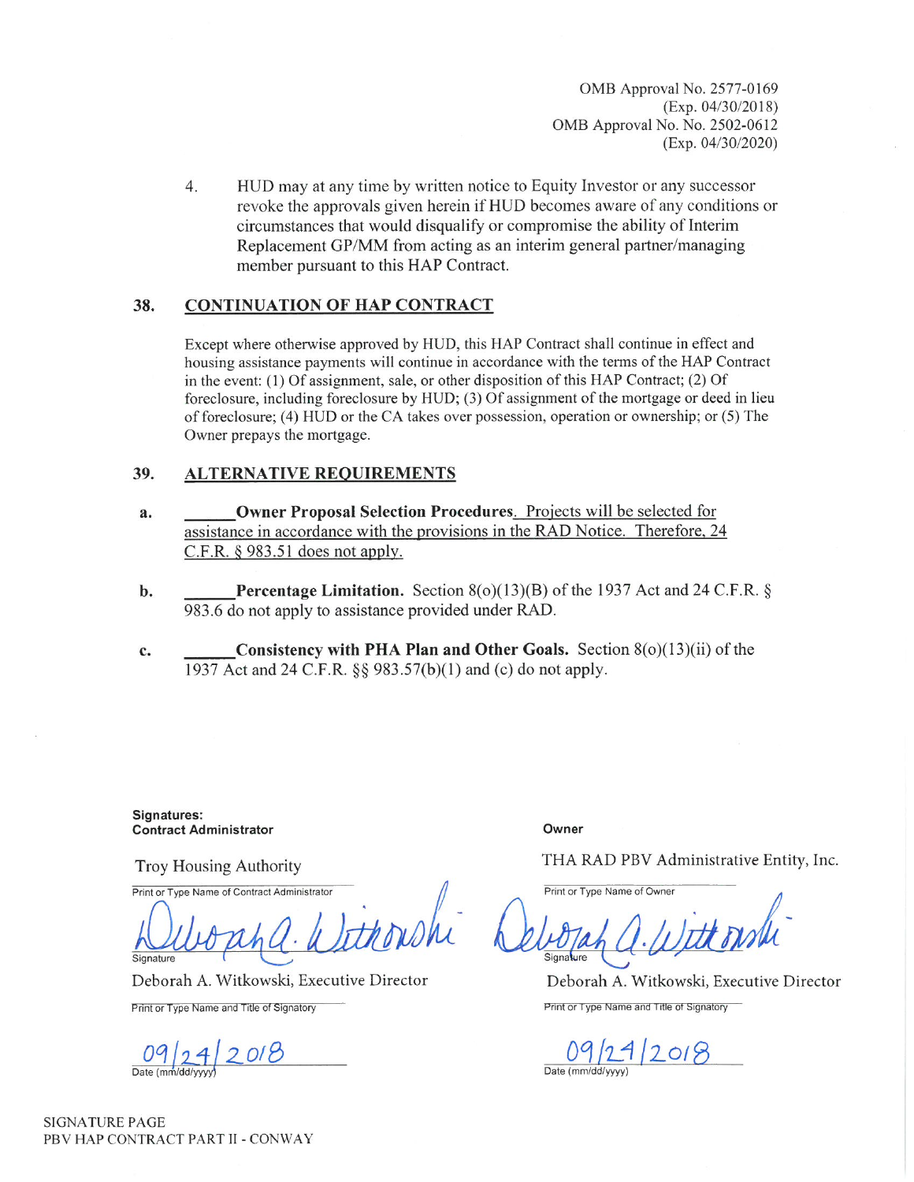OMB Approval No. 2577-0169
(Exp. 04/30/2018)
OMB Approval No. No. 2502-0612
(Exp. 04/30/2020)

4. HUD may at any time by written notice to Equity Investor or any successor revoke the approvals given herein if HUD becomes aware of any conditions or circumstances that would disqualify or compromise the ability of Interim Replacement GP/MM from acting as an interim general partner/managing member pursuant to this HAP Contract.

## 38. CONTINUATION OF HAP CONTRACT

Except where otherwise approved by HUD, this HAP Contract shall continue in effect and housing assistance payments will continue in accordance with the terms of the HAP Contract in the event: (1) Of assignment, sale, or other disposition of this HAP Contract; (2) Of foreclosure, including foreclosure by HUD; (3) Of assignment of the mortgage or deed in lieu of foreclosure; (4) HUD or the CA takes over possession, operation or ownership; or (5) The Owner prepays the mortgage.

## 39. ALTERNATIVE REQUIREMENTS

a. ______**Owner Proposal Selection Procedures**. Projects will be selected for assistance in accordance with the provisions in the RAD Notice. Therefore, 24 C.F.R. § 983.51 does not apply.

b. ______**Percentage Limitation.** Section 8(o)(13)(B) of the 1937 Act and 24 C.F.R. § 983.6 do not apply to assistance provided under RAD.

c. ______**Consistency with PHA Plan and Other Goals.** Section 8(o)(13)(ii) of the 1937 Act and 24 C.F.R. §§ 983.57(b)(1) and (c) do not apply.

**Signatures:**

| **Contract Administrator** | **Owner** |
|---|---|
| Troy Housing Authority | THA RAD PBV Administrative Entity, Inc. |
| Print or Type Name of Contract Administrator | Print or Type Name of Owner |
| *Deborah A. Witkowski* | *Deborah A. Witkowski* |
| Signature | Signature |
| Deborah A. Witkowski, Executive Director | Deborah A. Witkowski, Executive Director |
| Print or Type Name and Title of Signatory | Print or Type Name and Title of Signatory |
| 09/24/2018 | 09/24/2018 |
| Date (mm/dd/yyyy) | Date (mm/dd/yyyy) |

SIGNATURE PAGE
PBV HAP CONTRACT PART II - CONWAY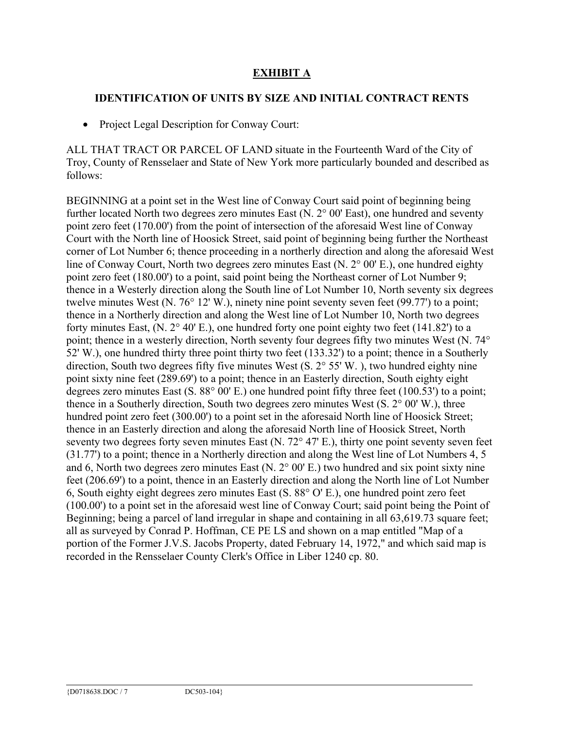## EXHIBIT A

### IDENTIFICATION OF UNITS BY SIZE AND INITIAL CONTRACT RENTS

- Project Legal Description for Conway Court:

ALL THAT TRACT OR PARCEL OF LAND situate in the Fourteenth Ward of the City of Troy, County of Rensselaer and State of New York more particularly bounded and described as follows:

BEGINNING at a point set in the West line of Conway Court said point of beginning being further located North two degrees zero minutes East (N. 2° 00' East), one hundred and seventy point zero feet (170.00') from the point of intersection of the aforesaid West line of Conway Court with the North line of Hoosick Street, said point of beginning being further the Northeast corner of Lot Number 6; thence proceeding in a northerly direction and along the aforesaid West line of Conway Court, North two degrees zero minutes East (N. 2° 00' E.), one hundred eighty point zero feet (180.00') to a point, said point being the Northeast corner of Lot Number 9; thence in a Westerly direction along the South line of Lot Number 10, North seventy six degrees twelve minutes West (N. 76° 12' W.), ninety nine point seventy seven feet (99.77') to a point; thence in a Northerly direction and along the West line of Lot Number 10, North two degrees forty minutes East, (N. 2° 40' E.), one hundred forty one point eighty two feet (141.82') to a point; thence in a westerly direction, North seventy four degrees fifty two minutes West (N. 74° 52' W.), one hundred thirty three point thirty two feet (133.32') to a point; thence in a Southerly direction, South two degrees fifty five minutes West (S. 2° 55' W. ), two hundred eighty nine point sixty nine feet (289.69') to a point; thence in an Easterly direction, South eighty eight degrees zero minutes East (S. 88° 00' E.) one hundred point fifty three feet (100.53') to a point; thence in a Southerly direction, South two degrees zero minutes West (S. 2° 00' W.), three hundred point zero feet (300.00') to a point set in the aforesaid North line of Hoosick Street; thence in an Easterly direction and along the aforesaid North line of Hoosick Street, North seventy two degrees forty seven minutes East (N. 72° 47' E.), thirty one point seventy seven feet (31.77') to a point; thence in a Northerly direction and along the West line of Lot Numbers 4, 5 and 6, North two degrees zero minutes East (N. 2° 00' E.) two hundred and six point sixty nine feet (206.69') to a point, thence in an Easterly direction and along the North line of Lot Number 6, South eighty eight degrees zero minutes East (S. 88° O' E.), one hundred point zero feet (100.00') to a point set in the aforesaid west line of Conway Court; said point being the Point of Beginning; being a parcel of land irregular in shape and containing in all 63,619.73 square feet; all as surveyed by Conrad P. Hoffman, CE PE LS and shown on a map entitled "Map of a portion of the Former J.V.S. Jacobs Property, dated February 14, 1972," and which said map is recorded in the Rensselaer County Clerk's Office in Liber 1240 cp. 80.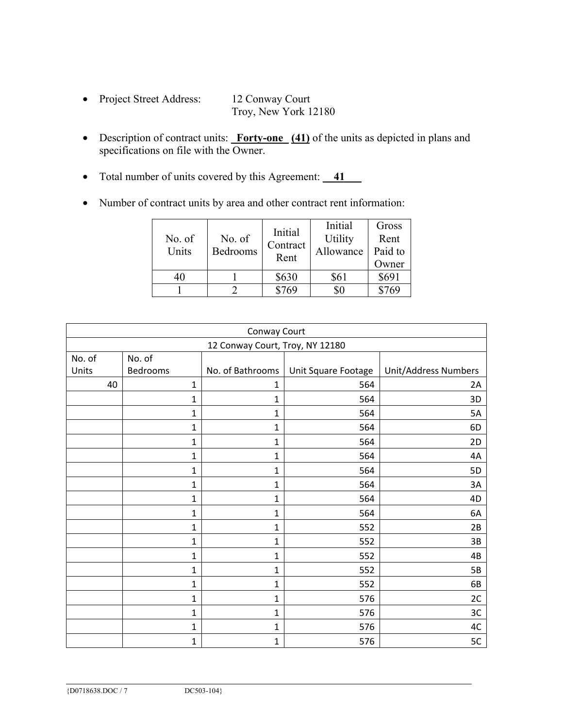- Project Street Address: 12 Conway Court
  Troy, New York 12180

- Description of contract units: **Forty-one (41)** of the units as depicted in plans and specifications on file with the Owner.

- Total number of units covered by this Agreement: **41**

- Number of contract units by area and other contract rent information:

| No. of Units | No. of Bedrooms | Initial Contract Rent | Initial Utility Allowance | Gross Rent Paid to Owner |
|---|---|---|---|---|
| 40 | 1 | $630 | $61 | $691 |
| 1 | 2 | $769 | $0 | $769 |

| Conway Court | | | | |
|---|---|---|---|---|
| 12 Conway Court, Troy, NY 12180 | | | | |
| No. of Units | No. of Bedrooms | No. of Bathrooms | Unit Square Footage | Unit/Address Numbers |
| 40 | 1 | 1 | 564 | 2A |
| | 1 | 1 | 564 | 3D |
| | 1 | 1 | 564 | 5A |
| | 1 | 1 | 564 | 6D |
| | 1 | 1 | 564 | 2D |
| | 1 | 1 | 564 | 4A |
| | 1 | 1 | 564 | 5D |
| | 1 | 1 | 564 | 3A |
| | 1 | 1 | 564 | 4D |
| | 1 | 1 | 564 | 6A |
| | 1 | 1 | 552 | 2B |
| | 1 | 1 | 552 | 3B |
| | 1 | 1 | 552 | 4B |
| | 1 | 1 | 552 | 5B |
| | 1 | 1 | 552 | 6B |
| | 1 | 1 | 576 | 2C |
| | 1 | 1 | 576 | 3C |
| | 1 | 1 | 576 | 4C |
| | 1 | 1 | 576 | 5C |

{D0718638.DOC / 7 DC503-104}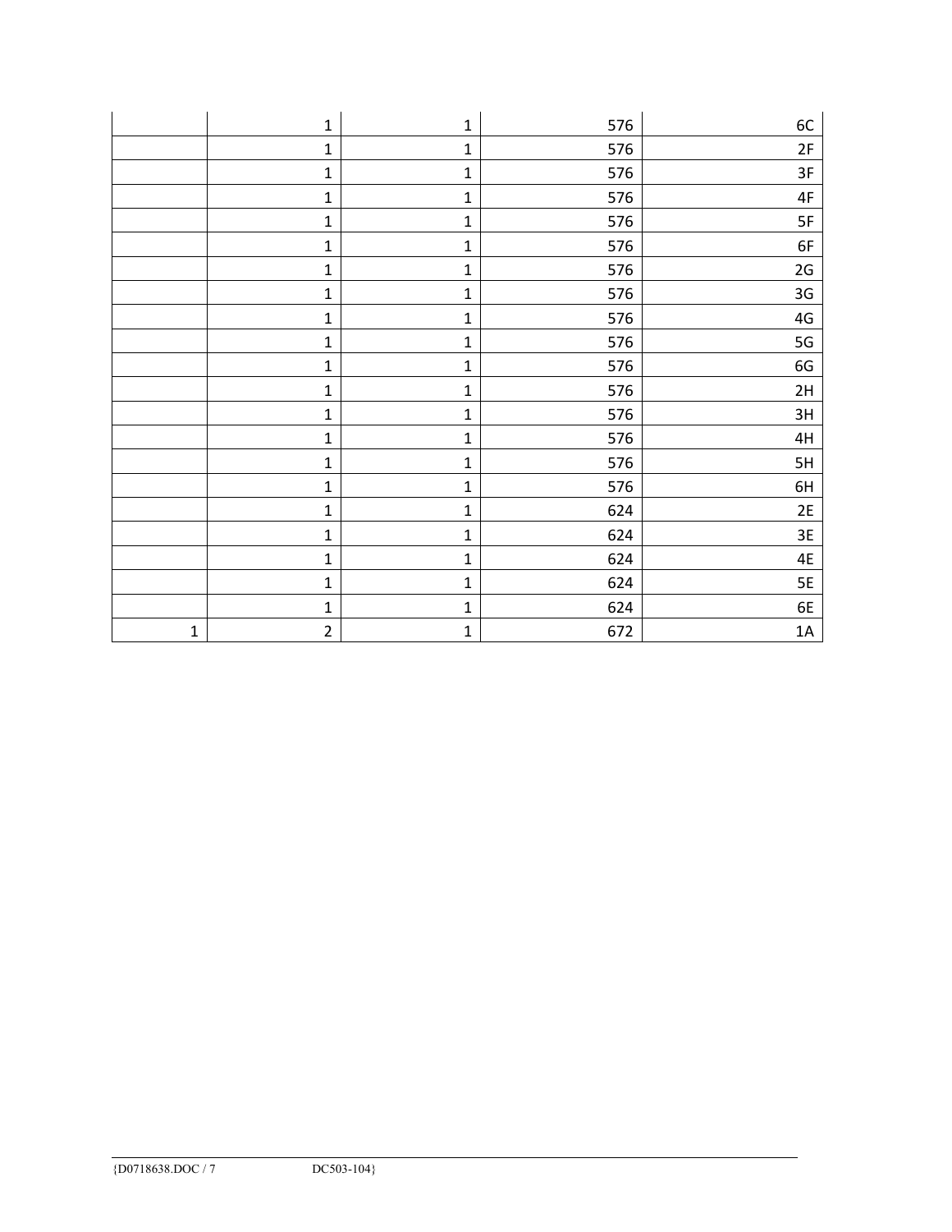| | | | | |
|---|---|---|---|---|
| | 1 | 1 | 576 | 6C |
| | 1 | 1 | 576 | 2F |
| | 1 | 1 | 576 | 3F |
| | 1 | 1 | 576 | 4F |
| | 1 | 1 | 576 | 5F |
| | 1 | 1 | 576 | 6F |
| | 1 | 1 | 576 | 2G |
| | 1 | 1 | 576 | 3G |
| | 1 | 1 | 576 | 4G |
| | 1 | 1 | 576 | 5G |
| | 1 | 1 | 576 | 6G |
| | 1 | 1 | 576 | 2H |
| | 1 | 1 | 576 | 3H |
| | 1 | 1 | 576 | 4H |
| | 1 | 1 | 576 | 5H |
| | 1 | 1 | 576 | 6H |
| | 1 | 1 | 624 | 2E |
| | 1 | 1 | 624 | 3E |
| | 1 | 1 | 624 | 4E |
| | 1 | 1 | 624 | 5E |
| | 1 | 1 | 624 | 6E |
| 1 | 2 | 1 | 672 | 1A |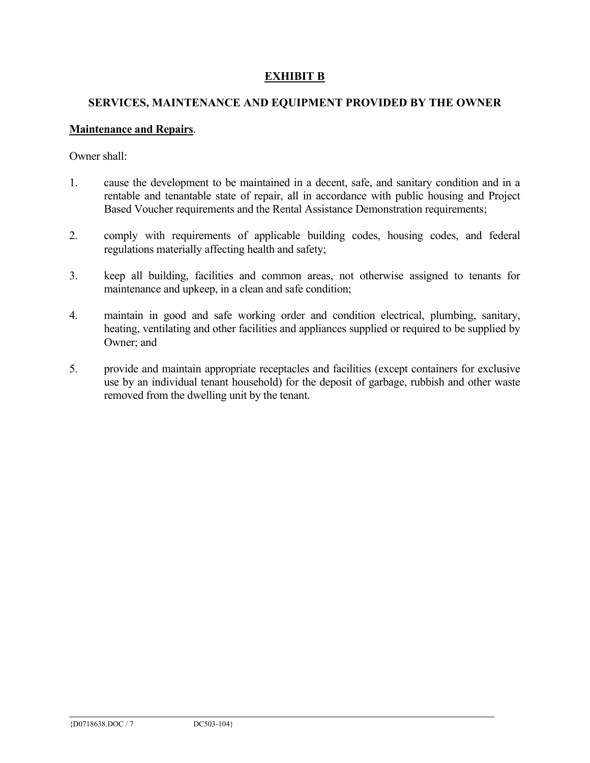# EXHIBIT B

## SERVICES, MAINTENANCE AND EQUIPMENT PROVIDED BY THE OWNER

**Maintenance and Repairs**.

Owner shall:

1. cause the development to be maintained in a decent, safe, and sanitary condition and in a rentable and tenantable state of repair, all in accordance with public housing and Project Based Voucher requirements and the Rental Assistance Demonstration requirements;

2. comply with requirements of applicable building codes, housing codes, and federal regulations materially affecting health and safety;

3. keep all building, facilities and common areas, not otherwise assigned to tenants for maintenance and upkeep, in a clean and safe condition;

4. maintain in good and safe working order and condition electrical, plumbing, sanitary, heating, ventilating and other facilities and appliances supplied or required to be supplied by Owner; and

5. provide and maintain appropriate receptacles and facilities (except containers for exclusive use by an individual tenant household) for the deposit of garbage, rubbish and other waste removed from the dwelling unit by the tenant.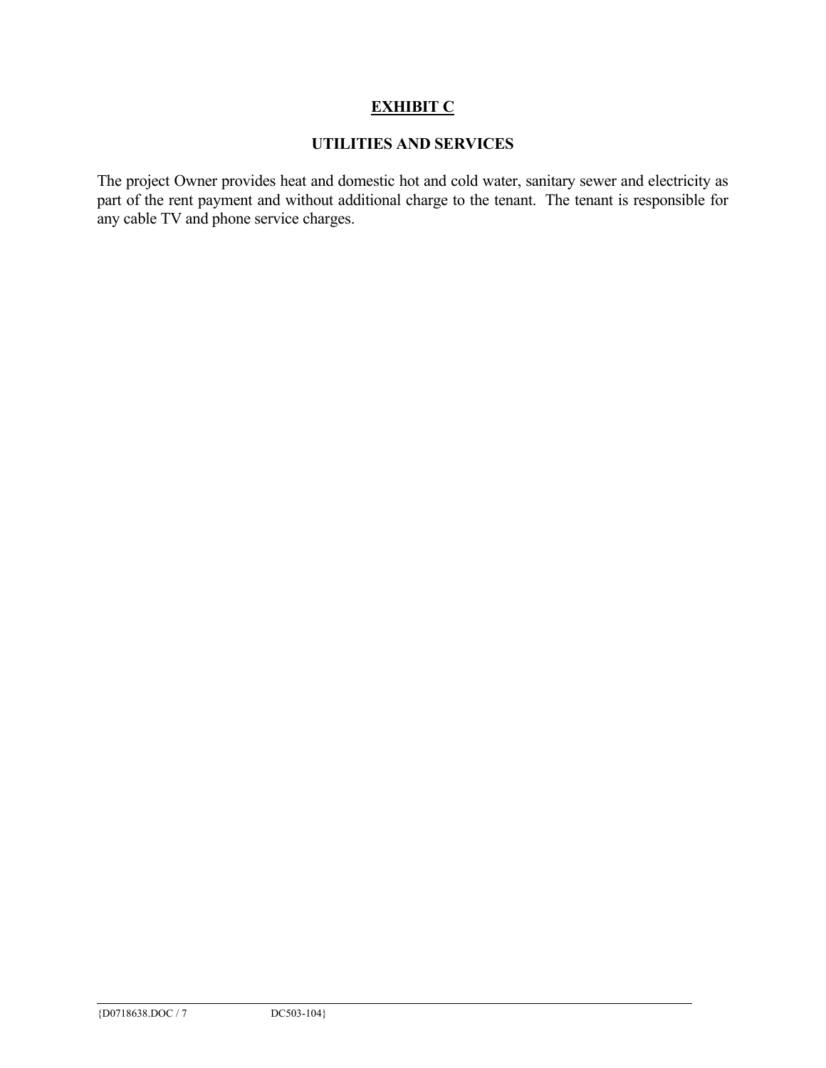# **EXHIBIT C**

## UTILITIES AND SERVICES

The project Owner provides heat and domestic hot and cold water, sanitary sewer and electricity as part of the rent payment and without additional charge to the tenant. The tenant is responsible for any cable TV and phone service charges.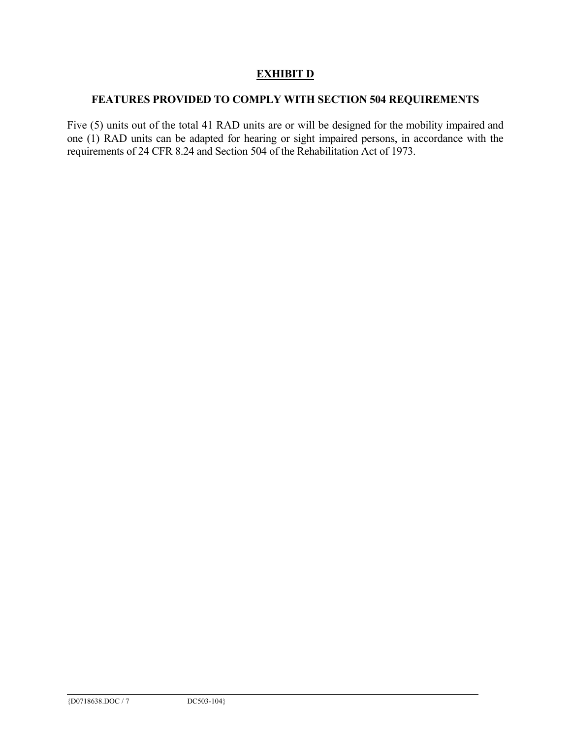# EXHIBIT D

## FEATURES PROVIDED TO COMPLY WITH SECTION 504 REQUIREMENTS

Five (5) units out of the total 41 RAD units are or will be designed for the mobility impaired and one (1) RAD units can be adapted for hearing or sight impaired persons, in accordance with the requirements of 24 CFR 8.24 and Section 504 of the Rehabilitation Act of 1973.